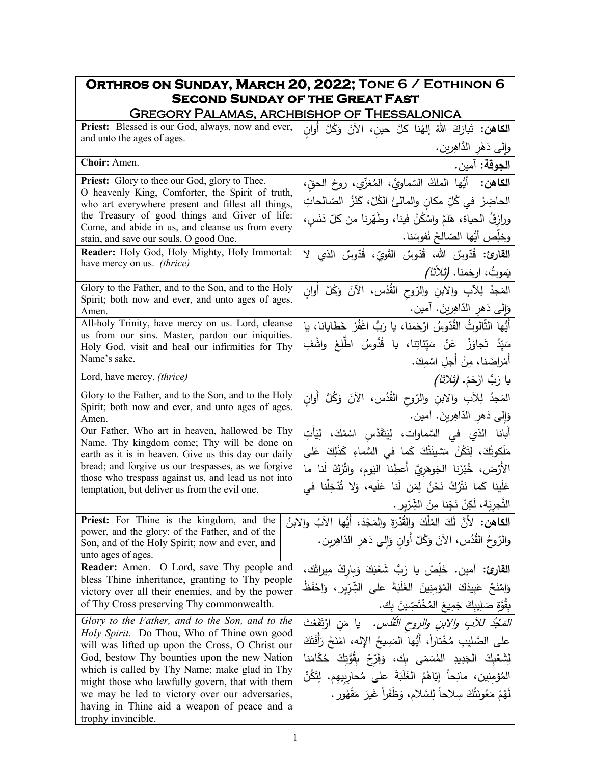| **Orthros on Sunday, March 20, 2022; Tone 6 / Eothinon 6**<br>**Second Sunday of the Great Fast**<br>**Gregory Palamas, archbishop of Thessalonica** | |
|---|---|
| **Priest:** Blessed is our God, always, now and ever, and unto the ages of ages. | **الكاهن:** تَبارَكَ اللهُ إلهُنا كلَّ حينٍ، الآنَ وَكُلَّ أَوانٍ وإلى دَهْرِ الدَّاهِرين. |
| **Choir:** Amen. | **الجوقة:** آمين. |
| **Priest:** Glory to thee our God, glory to Thee. O heavenly King, Comforter, the Spirit of truth, who art everywhere present and fillest all things, the Treasury of good things and Giver of life: Come, and abide in us, and cleanse us from every stain, and save our souls, O good One. | **الكاهن:** أيُّها الملكُ السّماويُّ، المُعَزّي، روحُ الحقّ، الحاضِرُ في كُلِّ مكانٍ والمالئُ الكُلَّ، كَنْزُ الصّالحاتِ ورازِقُ الحياة، هَلُمَّ واسْكُنْ فينا، وطَهِّرنا من كلّ دَنَسٍ، وخلِّص أيُّها الصّالحُ نُفوسَنا. |
| **Reader:** Holy God, Holy Mighty, Holy Immortal: have mercy on us. *(thrice)* | **القارئ:** قُدّوسٌ الله، قُدّوسٌ القَويّ، قُدّوسٌ الذي لا يَموتُ، ارحَمنا. *(ثلاثًا)* |
| Glory to the Father, and to the Son, and to the Holy Spirit; both now and ever, and unto ages of ages. Amen. | المَجدُ لِلآبِ والابنِ والرّوحِ القُدُس، الآنَ وَكُلَّ أَوانٍ وَإِلى دَهرِ الدّاهِرينَ. آمين. |
| All-holy Trinity, have mercy on us. Lord, cleanse us from our sins. Master, pardon our iniquities. Holy God, visit and heal our infirmities for Thy Name's sake. | أَيُّها الثّالوثُ القُدّوسُ ارْحَمنا، يا رَبُّ اغْفُرْ خَطايانا، يا سَيِّدُ تَجاوَزْ عَنْ سَيِّئاتِنا، يا قُدُّوسُ اطَّلِعْ واشْفِ أَمْراضَنا، مِنْ أَجلِ اسْمِكَ. |
| Lord, have mercy. *(thrice)* | يا رَبُّ ارْحَمْ. *(ثلاثا)* |
| Glory to the Father, and to the Son, and to the Holy Spirit; both now and ever, and unto ages of ages. Amen. | المَجدُ لِلآبِ والابنِ والرّوحِ القُدُس، الآنَ وَكُلَّ أَوانٍ وَإِلى دَهرِ الدّاهِرينَ. آمين. |
| Our Father, Who art in heaven, hallowed be Thy Name. Thy kingdom come; Thy will be done on earth as it is in heaven. Give us this day our daily bread; and forgive us our trespasses, as we forgive those who trespass against us, and lead us not into temptation, but deliver us from the evil one. | أَبانا الذي في السَّماوات، لِيَتَقَدَّسِ اسْمُكَ، لِيَأْتِ مَلَكوتُكَ، لِتَكُنْ مَشيئَتُكَ كَما في السَّماءِ كَذَلِكَ عَلى الأَرْض، خُبْزَنا الجَوهَرِيَّ أَعطِنا اليَوم، واتْرُكْ لَنا ما عَلَينا كَما نَتْرُكُ نَحْنُ لِمَن لَنا عَلَيه، وَلا تُدْخِلْنا في التَّجرِبَة، لَكِنْ نَجِّنا مِنَ الشِّرّير. |
| **Priest:** For Thine is the kingdom, and the power, and the glory: of the Father, and of the Son, and of the Holy Spirit; now and ever, and unto ages of ages. | **الكاهن:** لأَنَّ لَكَ المُلْكَ والقُدْرَةَ والمَجْدَ، أَيُّها الآبُ والابنُ والرّوحُ القُدُس، الآنَ وَكُلَّ أَوانٍ وَإِلى دَهرِ الدّاهِرين. |
| **Reader:** Amen. O Lord, save Thy people and bless Thine inheritance, granting to Thy people victory over all their enemies, and by the power of Thy Cross preserving Thy commonwealth. | **القارئ:** آمين. خَلِّصْ يا رَبُّ شَعْبَكَ وَبارِكْ مِيراثَك، وَامْنَحْ عَبِيدَكَ المُؤمِنِينَ الغَلَبَةَ على الشِّرّير، وَاحْفَظْ بِقُوَّةِ صَلِيبِكَ جَمِيعَ المُخْتَصِّينَ بِك. |
| *Glory to the Father, and to the Son, and to the Holy Spirit.* Do Thou, Who of Thine own good will was lifted up upon the Cross, O Christ our God, bestow Thy bounties upon the new Nation which is called by Thy Name; make glad in Thy might those who lawfully govern, that with them we may be led to victory over our adversaries, having in Thine aid a weapon of peace and a trophy invincible. | *المَجْدُ للآبِ والابنِ والروحِ القُدُس.* يا مَنِ ارْتَفَعْتَ على الصَّلِيبِ مُخْتاراً، أَيُّها المَسِيحُ الإله، امْنَحْ رَأْفَتَكَ لِشَعْبِكَ الجَدِيدِ المُسَمّى بِك، وَفَرِّحْ بِقُوَّتِكَ حُكّامَنا المُؤمِنِين، مانِحاً إيّاهُمُ الغَلَبَةَ على مُحارِبِيهِم. لِتَكُنْ لَهُمْ مَعُونَتُكَ سِلاحاً لِلسَّلام، وَظَفَراً غَيرَ مَقْهُور. |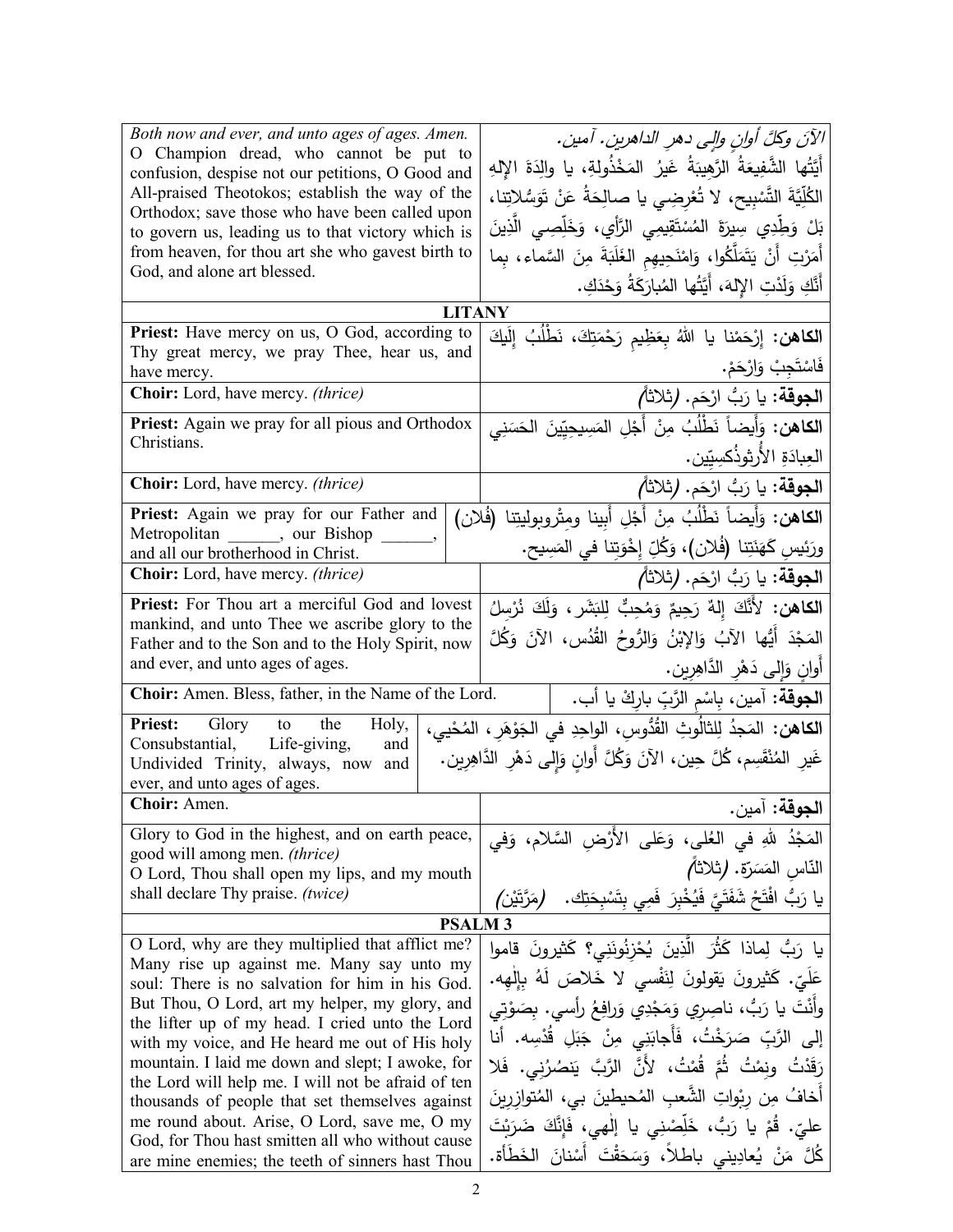| | |
|---|---|
| *Both now and ever, and unto ages of ages. Amen.* O Champion dread, who cannot be put to confusion, despise not our petitions, O Good and All-praised Theotokos; establish the way of the Orthodox; save those who have been called upon to govern us, leading us to that victory which is from heaven, for thou art she who gavest birth to God, and alone art blessed. | *الآنَ وكلَّ أوانٍ وإلى دهرِ الداهرين. آمين.* أَيَّتُها الشَّفيعَةُ الرَّهيبَةُ غَيرُ المَخْذُولةِ، يا والِدَةَ الإِلهِ الكُلِّيَّةَ التَّسْبِيح، لا تُعْرِضِي يا صالِحَةُ عَنْ تَوَسُّلاتِنا، بَلْ وَطِّدِي سِيرَةَ المُسْتَقِيمِي الرَّأْيِ، وَخَلِّصِي الَّذِينَ أَمَرْتِ أَنْ يَتَمَلَّكُوا، وَامْنَحِيهِمِ الغَلَبَةَ مِنَ السَّماءِ، بِما أَنَّكِ وَلَدْتِ الإِلهَ، أَيَّتُها المُبارَكَةُ وَحْدَكِ. |

## LITANY

| | |
|---|---|
| **Priest:** Have mercy on us, O God, according to Thy great mercy, we pray Thee, hear us, and have mercy. | **الكاهن:** إِرْحَمْنا يا اللهُ بِعَظِيمِ رَحْمَتِكَ، نَطْلُبُ إِلَيكَ فَاسْتَجِبْ وَارْحَمْ. |
| **Choir:** Lord, have mercy. *(thrice)* | **الجوقة:** يا رَبُّ ارْحَم. *(ثلاثاً)* |
| **Priest:** Again we pray for all pious and Orthodox Christians. | **الكاهن:** وَأَيضاً نَطْلُبُ مِنْ أَجْلِ المَسِيحِيِّينَ الحَسَني العِبادَةِ الأُرثوذُكسِيِّين. |
| **Choir:** Lord, have mercy. *(thrice)* | **الجوقة:** يا رَبُّ ارْحَم. *(ثلاثاً)* |
| **Priest:** Again we pray for our Father and Metropolitan ______, our Bishop ______, and all our brotherhood in Christ. | **الكاهن:** وَأَيضاً نَطْلُبُ مِنْ أَجْلِ أَبِينا ومِتْروبوليتِنا (فُلان) ورَئِيسِ كَهَنَتِنا (فُلان)، وَكُلِّ إِخْوَتِنا في المَسِيح. |
| **Choir:** Lord, have mercy. *(thrice)* | **الجوقة:** يا رَبُّ ارْحَم. *(ثلاثاً)* |
| **Priest:** For Thou art a merciful God and lovest mankind, and unto Thee we ascribe glory to the Father and to the Son and to the Holy Spirit, now and ever, and unto ages of ages. | **الكاهن:** لأَنَّكَ إِلهٌ رَحِيمٌ وَمُحِبٌّ لِلبَشَر، وَلَكَ نُرْسِلُ المَجْدَ أَيُّها الآبُ وَالإِبْنُ وَالرُّوحُ القُدُس، الآنَ وَكُلَّ أَوانٍ وَإِلى دَهْرِ الدَّاهِرِين. |
| **Choir:** Amen. Bless, father, in the Name of the Lord. | **الجوقة:** آمين، بِاسْمِ الرَّبِّ بارِكْ يا أب. |
| **Priest:** Glory to the Holy, Consubstantial, Life-giving, and Undivided Trinity, always, now and ever, and unto ages of ages. | **الكاهن:** المَجْدُ لِلثالُوثِ القُدُّوسِ، الواحِدِ في الجَوْهَرِ، المُحْيي، غَيرِ المُنْقَسِمِ، كُلَّ حِين، الآنَ وَكُلَّ أَوانٍ وَإِلى دَهْرِ الدَّاهِرِين. |
| **Choir:** Amen. | **الجوقة:** آمين. |
| Glory to God in the highest, and on earth peace, good will among men. *(thrice)* O Lord, Thou shall open my lips, and my mouth shall declare Thy praise. *(twice)* | المَجْدُ للهِ في العُلى، وَعَلى الأَرْضِ السَّلام، وَفي النّاسِ المَسَرّة. *(ثلاثاً)* يا رَبُّ افْتَحْ شَفَتَيَّ فَيُخْبِرَ فَمِي بِتَسْبِحَتِك. *(مَرَّتَيْن)* |

## PSALM 3

| | |
|---|---|
| O Lord, why are they multiplied that afflict me? Many rise up against me. Many say unto my soul: There is no salvation for him in his God. But Thou, O Lord, art my helper, my glory, and the lifter up of my head. I cried unto the Lord with my voice, and He heard me out of His holy mountain. I laid me down and slept; I awoke, for the Lord will help me. I will not be afraid of ten thousands of people that set themselves against me round about. Arise, O Lord, save me, O my God, for Thou hast smitten all who without cause are mine enemies; the teeth of sinners hast Thou | يا رَبُّ لِماذا كَثُرَ الَّذِينَ يُحْزِنُونَنِي؟ كَثيرونَ قاموا عَلَيّ. كَثيرونَ يَقولونَ لِنَفْسي لا خَلاصَ لَهُ بِإِلٰهِه. وأَنْتَ يا رَبُّ، ناصِرِي وَمَجْدِي وَرافِعُ رأسي. بِصَوْتِي إِلى الرَّبِّ صَرَخْتُ، فَأَجابَنِي مِنْ جَبَلِ قُدْسِه. أنا رَقَدْتُ ونِمْتُ ثُمَّ قُمْتُ، لأَنَّ الرَّبَّ يَنصُرُنِي. فَلا أَخافُ مِن رِبْواتِ الشَّعبِ المُحيطينَ بي، المُتوازِرِينَ عليّ. قُمْ يا رَبُّ، خَلِّصْنِي يا إِلٰهي، فَإِنَّكَ ضَرَبْتَ كُلَّ مَنْ يُعادِينِي باطلاً، وَسَحَقْتَ أَسْنانَ الخَطَأَة. |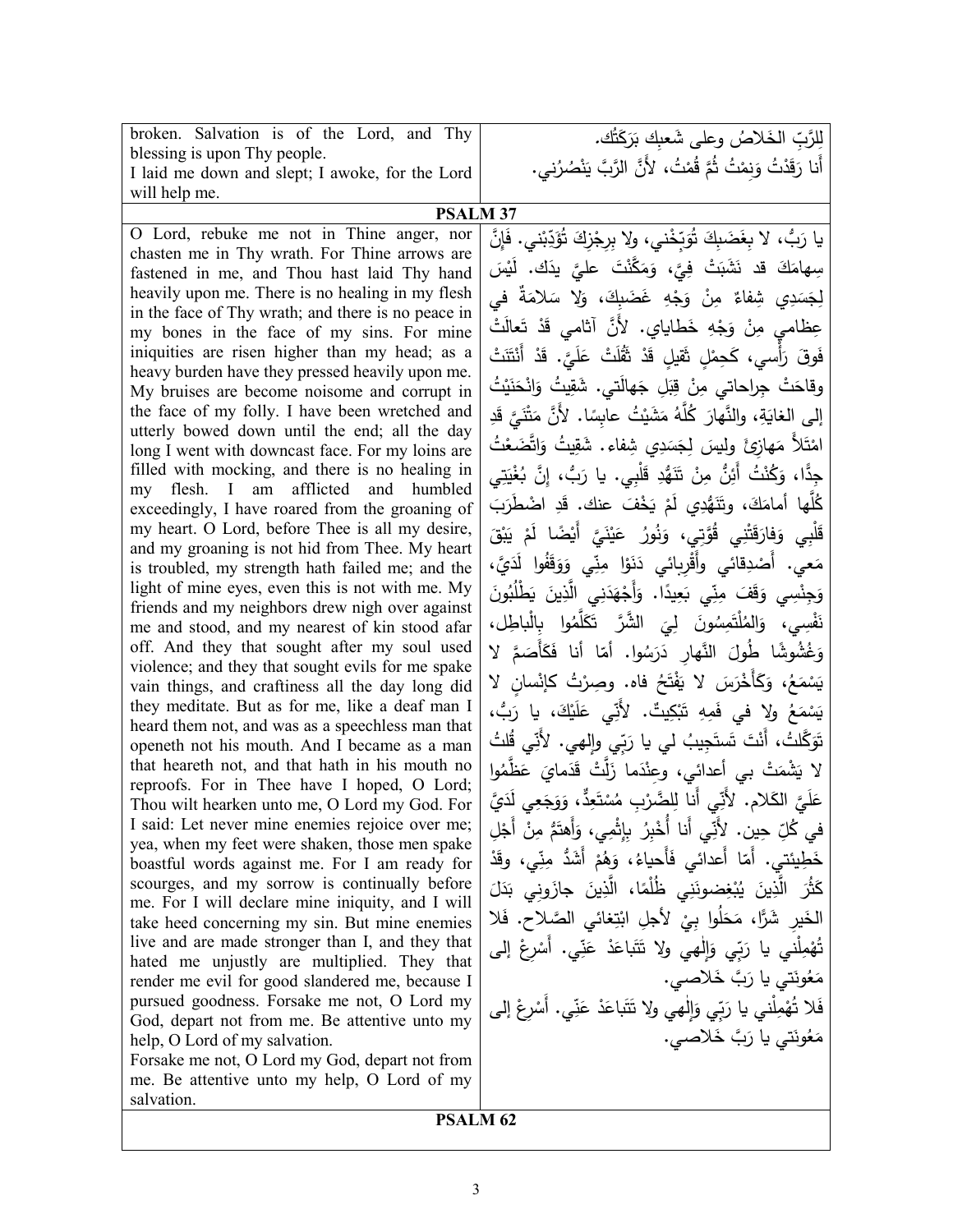| | |
|---|---|
| broken. Salvation is of the Lord, and Thy blessing is upon Thy people.<br>I laid me down and slept; I awoke, for the Lord will help me. | لِلرَّبِّ الخَلاصُ وعلى شَعبِكَ بَرَكَتُك.<br>أَنا رَقَدْتُ وَنِمْتُ ثُمَّ قُمْتُ، لأَنَّ الرَّبَّ يَنْصُرُني. |
| **PSALM 37** | |
| O Lord, rebuke me not in Thine anger, nor chasten me in Thy wrath. For Thine arrows are fastened in me, and Thou hast laid Thy hand heavily upon me. There is no healing in my flesh in the face of Thy wrath; and there is no peace in my bones in the face of my sins. For mine iniquities are risen higher than my head; as a heavy burden have they pressed heavily upon me. My bruises are become noisome and corrupt in the face of my folly. I have been wretched and utterly bowed down until the end; all the day long I went with downcast face. For my loins are filled with mocking, and there is no healing in my flesh. I am afflicted and humbled exceedingly, I have roared from the groaning of my heart. O Lord, before Thee is all my desire, and my groaning is not hid from Thee. My heart is troubled, my strength hath failed me; and the light of mine eyes, even this is not with me. My friends and my neighbors drew nigh over against me and stood, and my nearest of kin stood afar off. And they that sought after my soul used violence; and they that sought evils for me spake vain things, and craftiness all the day long did they meditate. But as for me, like a deaf man I heard them not, and was as a speechless man that openeth not his mouth. And I became as a man that heareth not, and that hath in his mouth no reproofs. For in Thee have I hoped, O Lord; Thou wilt hearken unto me, O Lord my God. For I said: Let never mine enemies rejoice over me; yea, when my feet were shaken, those men spake boastful words against me. For I am ready for scourges, and my sorrow is continually before me. For I will declare mine iniquity, and I will take heed concerning my sin. But mine enemies live and are made stronger than I, and they that hated me unjustly are multiplied. They that render me evil for good slandered me, because I pursued goodness. Forsake me not, O Lord my God, depart not from me. Be attentive unto my help, O Lord of my salvation.<br>Forsake me not, O Lord my God, depart not from me. Be attentive unto my help, O Lord of my salvation. | يا رَبُّ، لا بِغَضَبِكَ تُوَبِّخْني، ولا بِرِجْزِكَ تُؤَدِّبْني. فَإِنَّ سِهامَكَ قد نَشَبَتْ فِيَّ، وَمَكَّنْتَ عليَّ يدَك. لَيْسَ لِجَسَدِي شِفاءٌ مِنْ وَجْهِ غَضَبِكَ، وَلا سَلامَةٌ في عِظامي مِنْ وَجْهِ خَطايايَ. لأَنَّ آثامي قَدْ تَعالَتْ فَوقَ رَأْسي، كَحِمْلٍ ثَقيلٍ قَدْ ثَقُلَتْ عَلَيَّ. قَدْ أَنْتَنَتْ وقاحَتْ جِراحاتي مِنْ قِبَلِ جَهالَتي. شَقِيتُ وَانْحَنَيْتُ إلى الغايَةِ، والنَّهارَ كُلَّهُ مَشَيْتُ عابِسًا. لأَنَّ مَتْنَيَّ قَدِ امْتَلأَ مَهازِئَ وليسَ لِجَسَدِي شِفاء. شَقِيتُ وَاتَّضَعْتُ جِدًّا، وَكُنْتُ أَئِنُّ مِنْ تَنَهُّدِ قَلْبِي. يا رَبُّ، إِنَّ بُغْيَتِي كُلَّها أمامَكَ، وتَنَهُّدِي لَمْ يَخْفَ عنك. قَدِ اضْطَرَبَ قَلْبِي وَفارَقَتْنِي قُوَّتِي، وَنُورُ عَيْنَيَّ أَيْضًا لَمْ يَبْقَ مَعي. أَصْدِقائي وأَقْرِبائي دَنَوْا مِنّي وَوَقَفُوا لَدَيَّ، وَجِنْسِي وَقَفَ مِنّي بَعِيدًا. وَأَجْهَدَنِي الَّذِينَ يَطْلُبُونَ نَفْسِي، وَالمُلْتَمِسُونَ لِيَ الشَّرَّ تَكَلَّمُوا بِالْباطِلِ، وَغُشُوشًا طُولَ النَّهارِ دَرَسُوا. أمّا أنا فَكَأَصَمَّ لا يَسْمَعُ، وَكَأَخْرَسَ لا يَفْتَحُ فاه. وصِرْتُ كإِنْسانٍ لا يَسْمَعُ ولا في فَمِهِ تَبْكِيتٌ. لأَنِّي عَلَيْكَ، يا رَبُّ، تَوَكَّلْتُ، أَنْتَ تَستَجِيبُ لي يا رَبِّي وإِلهي. لأَنِّي قُلتُ لا يَشْمَتْ بي أعدائي، وعِنْدَما زَلَّتْ قَدَمايَ عَظَّمُوا عَلَيَّ الكَلام. لأَنِّي أَنا لِلضَّرْبِ مُسْتَعِدٌّ، وَوَجَعِي لَدَيَّ في كُلِّ حِين. لأَنِّي أَنا أُخْبِرُ بِإِثْمِي، وَأَهتَمُّ مِنْ أَجْلِ خَطِيئَتِي. أَمّا أَعدائي فَأَحياءُ، وَهُمْ أَشَدُّ مِنّي، وقَدْ كَثُرَ الَّذِينَ يُبْغِضونَنِي ظُلْمًا، الَّذِينَ جازَونِي بَدَلَ الخَيرِ شَرًّا، مَحَلُوا بِيْ لأَجلِ ابْتِغائي الصَّلاح. فَلا تُهْمِلْني يا رَبِّي وَإِلٰهي ولا تَتَباعَدْ عَنّي. أَسْرِعْ إلى مَعُونَتي يا رَبَّ خَلاصي.<br>فَلا تُهْمِلْني يا رَبِّي وَإِلٰهي ولا تَتَباعَدْ عَنّي. أَسْرِعْ إلى مَعُونَتي يا رَبَّ خَلاصي. |
| **PSALM 62** | |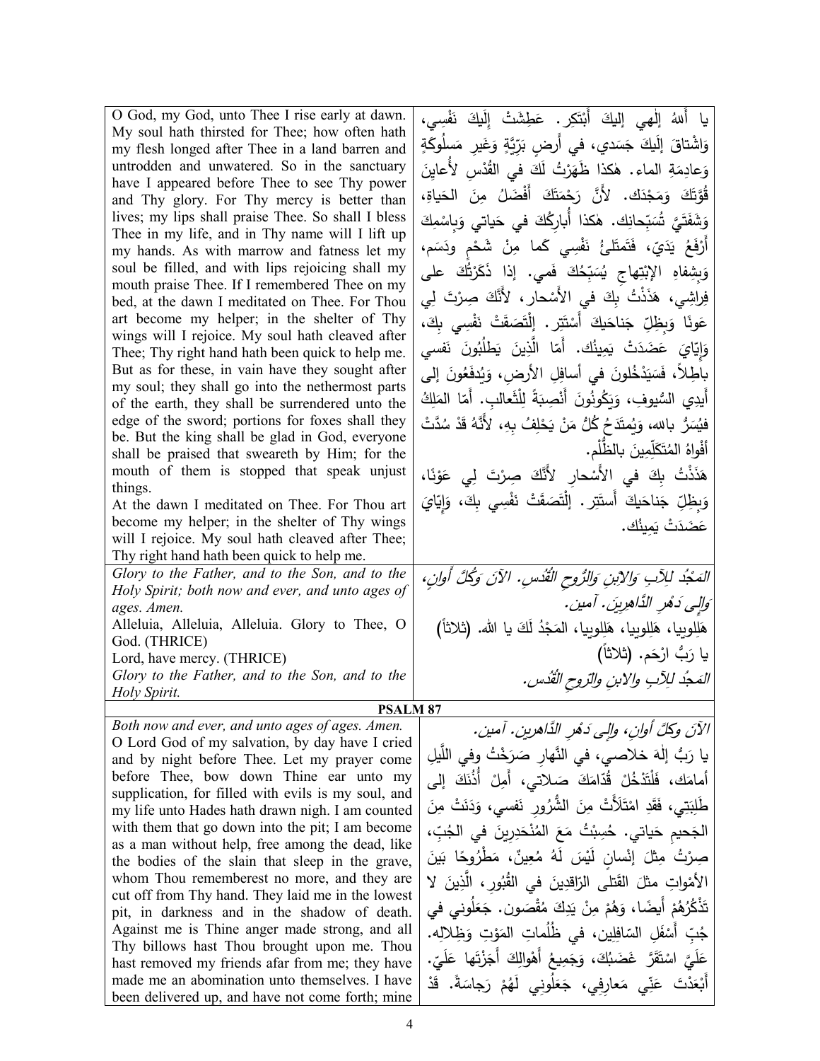| | |
|---|---|
| O God, my God, unto Thee I rise early at dawn. My soul hath thirsted for Thee; how often hath my flesh longed after Thee in a land barren and untrodden and unwatered. So in the sanctuary have I appeared before Thee to see Thy power and Thy glory. For Thy mercy is better than lives; my lips shall praise Thee. So shall I bless Thee in my life, and in Thy name will I lift up my hands. As with marrow and fatness let my soul be filled, and with lips rejoicing shall my mouth praise Thee. If I remembered Thee on my bed, at the dawn I meditated on Thee. For Thou art become my helper; in the shelter of Thy wings will I rejoice. My soul hath cleaved after Thee; Thy right hand hath been quick to help me. But as for these, in vain have they sought after my soul; they shall go into the nethermost parts of the earth, they shall be surrendered unto the edge of the sword; portions for foxes shall they be. But the king shall be glad in God, everyone shall be praised that sweareth by Him; for the mouth of them is stopped that speak unjust things.<br>At the dawn I meditated on Thee. For Thou art become my helper; in the shelter of Thy wings will I rejoice. My soul hath cleaved after Thee; Thy right hand hath been quick to help me. | يا أَللهُ إلٰهي إليكَ أَبْتَكِر. عَطِشَتْ إِلَيكَ نَفْسِي، وَاشْتاقَ إِلَيكَ جَسَدي، في أَرضٍ بَرِّيَّةٍ وَغَيرِ مَسلُوكَةٍ وَعادِمَةِ الماء. هٰكذا ظَهَرْتُ لَكَ في القُدْسِ لأُعايِنَ قُوَّتَكَ وَمَجْدَك. لأَنَّ رَحْمَتَكَ أَفْضَلُ مِنَ الحَياةِ، وَشَفَتَيَّ تُسَبِّحانِك. هٰكذا أُبارِكُكَ في حَياتي وَبِاسْمِكَ أَرْفَعُ يَدَيّ، فَتَمتَلِئُ نَفْسِي كَما مِنْ شَحْمٍ ودَسَم، وَبِشِفاهِ الإبْتِهاجِ يُسَبِّحُكَ فَمي. إذا ذَكَرْتُكَ على فِراشِي، هَذَذْتُ بِكَ في الأَسْحار، لأَنَّكَ صِرْتَ لِي عونًا وَبِظِلِّ جَناحَيكَ أَسْتَتِر. إِلْتَصَقَتْ نَفْسِي بِكَ، وَإِيّايَ عَضَدَتْ يَمِينُك. أَمّا الَّذِينَ يَطْلُبُونَ نَفسي باطِلاً، فَسَيَدْخُلونَ في أسافِلِ الأرضِ، وَيُدفَعُونَ إلى أَيدِي السُّيوفِ، وَيَكُونُونَ أَنْصِبَةً لِلْثَعالِب. أَمّا المَلِكُ فيُسَرُّ بالله، وَيُمتَدَحُ كُلُّ مَنْ يَحْلِفُ بِهِ، لأَنَّهُ قَدْ سُدَّتْ أَفْواهُ المُتَكَلِّمِينَ بالظُّلْم.<br>هَذَذْتُ بِكَ في الأَسْحارِ لأَنَّكَ صِرْتَ لِي عَوْنًا، وَبِظِلِّ جَناحَيكَ أَستَتِر. إِلْتَصَقَتْ نَفْسِي بِكَ، وَإِيّايَ عَضَدَتْ يَمِينُك. |
| *Glory to the Father, and to the Son, and to the Holy Spirit; both now and ever, and unto ages of ages. Amen.*<br>Alleluia, Alleluia, Alleluia. Glory to Thee, O God. (THRICE)<br>Lord, have mercy. (THRICE)<br>*Glory to the Father, and to the Son, and to the Holy Spirit.* | *المَجْدُ لِلآبِ وَالابْنِ وَالرُّوحِ القُدُس. الآنَ وَكُلَّ أَوانٍ، وَإِلى دَهْرِ الدَّاهِرِينَ. آمين.*<br>هَلِلويا، هَلِلويا، هَلِلويا، المَجْدُ لَكَ يا الله. (ثلاثاً)<br>يا رَبُّ ارْحَم. (ثلاثاً)<br>*المَجْدُ لِلآبِ والابنِ والرّوحِ القُدُس.* |

**PSALM 87**

| | |
|---|---|
| *Both now and ever, and unto ages of ages. Amen.*<br>O Lord God of my salvation, by day have I cried and by night before Thee. Let my prayer come before Thee, bow down Thine ear unto my supplication, for filled with evils is my soul, and my life unto Hades hath drawn nigh. I am counted with them that go down into the pit; I am become as a man without help, free among the dead, like the bodies of the slain that sleep in the grave, whom Thou rememberest no more, and they are cut off from Thy hand. They laid me in the lowest pit, in darkness and in the shadow of death. Against me is Thine anger made strong, and all Thy billows hast Thou brought upon me. Thou hast removed my friends afar from me; they have made me an abomination unto themselves. I have been delivered up, and have not come forth; mine | *الآنَ وكلَّ أوانٍ، وإلى دَهْرِ الدَّاهرين. آمين.*<br>يا رَبُّ إلٰهَ خلاصي، في النَّهارِ صَرَخْتُ وفي اللَّيلِ أمامَك، فَلْتَدْخُلْ قُدّامَكَ صَلاتي، أَمِلْ أُذُنَكَ إلى طَلِبَتي، فَقَدِ امْتَلأَتْ مِنَ الشُّرورِ نَفسي، وَدَنَتْ مِنَ الجَحيمِ حَياتي. حُسِبْتُ مَعَ المُنْحَدِرِينَ في الجُبِّ، صِرْتُ مِثلَ إنْسانٍ لَيْسَ لَهُ مُعِينٌ، مَطْرُوحًا بَيْنَ الأَمْواتِ مثلَ القَتلى الرّاقِدِينَ في القُبُورِ، الَّذِينَ لا تَذْكُرُهُمْ أَيضًا، وَهُمْ مِنْ يَدِكَ مُقْصَون. جَعَلُوني في جُبِّ أَسْفَلِ السّافِلِين، في ظُلُماتِ المَوْتِ وَظِلالِه. عَلَيَّ اسْتَقَرَّ غَضَبُكَ، وَجَمِيعُ أَهْوالِكَ أَجَزْتَها عَلَيّ. أَبْعَدْتَ عَنِّي مَعارِفِي، جَعَلُونِي لَهُمْ رَجاسَةً. قَدْ |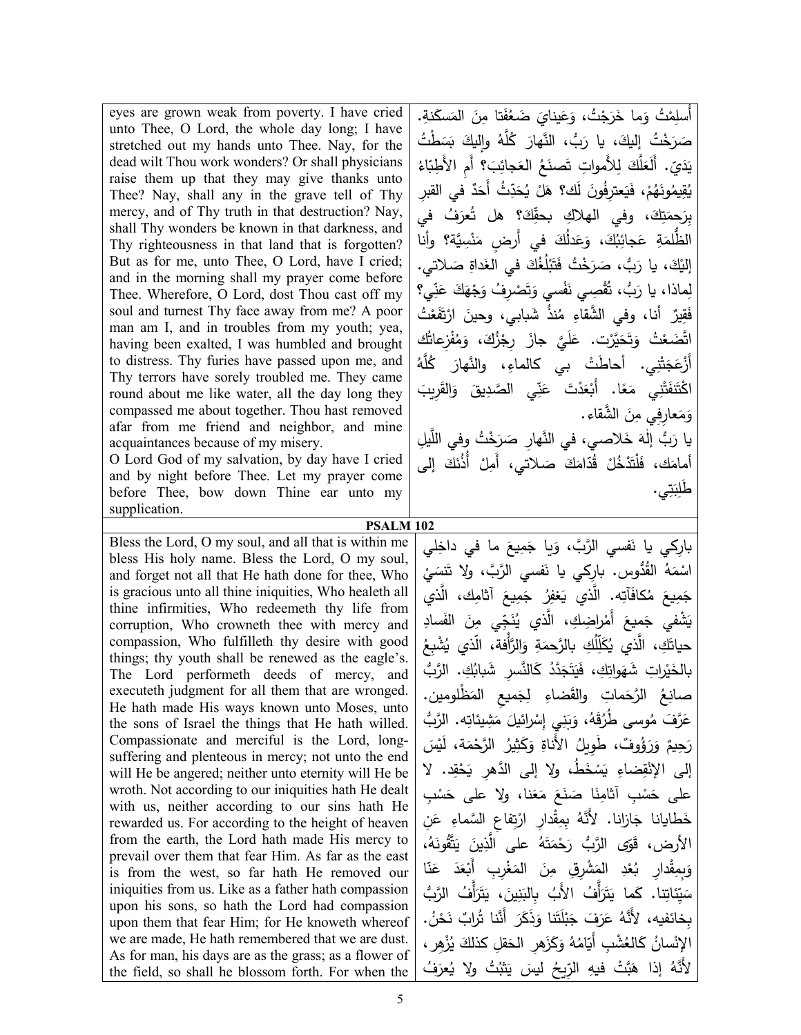| | |
|---|---|
| eyes are grown weak from poverty. I have cried unto Thee, O Lord, the whole day long; I have stretched out my hands unto Thee. Nay, for the dead wilt Thou work wonders? Or shall physicians raise them up that they may give thanks unto Thee? Nay, shall any in the grave tell of Thy mercy, and of Thy truth in that destruction? Nay, shall Thy wonders be known in that darkness, and Thy righteousness in that land that is forgotten? But as for me, unto Thee, O Lord, have I cried; and in the morning shall my prayer come before Thee. Wherefore, O Lord, dost Thou cast off my soul and turnest Thy face away from me? A poor man am I, and in troubles from my youth; yea, having been exalted, I was humbled and brought to distress. Thy furies have passed upon me, and Thy terrors have sorely troubled me. They came round about me like water, all the day long they compassed me about together. Thou hast removed afar from me friend and neighbor, and mine acquaintances because of my misery.<br>O Lord God of my salvation, by day have I cried and by night before Thee. Let my prayer come before Thee, bow down Thine ear unto my supplication. | أُسلِمْتُ وَما خَرَجْتُ، وَعَينايَ ضَعُفَتا مِنَ المَسكَنةِ. صَرَخْتُ إليكَ، يا رَبُّ، النَّهارَ كُلَّهُ وإليكَ بَسَطْتُ يَدَيّ. أَلَعَلَّكَ لِلأَمواتِ تَصنَعُ العَجائِبَ؟ أَمِ الأَطِبّاءُ يُقيمُونَهُمْ، فَيَعترِفُونَ لَك؟ هَلْ يُحَدِّثُ أَحَدٌ في القبرِ بِرَحمَتِكَ، وفي الهلاكِ بحقِّكَ؟ هل تُعرَفُ في الظُّلمَةِ عَجائِبُكَ، وَعَدلُكَ في أَرضٍ مَنْسِيَّة؟ وأَنا إليْكَ، يا رَبُّ، صَرَخْتُ فَتَبْلُغُكَ في الغَداةِ صَلاتي. لِماذا، يا رَبُّ، تُقْصِي نَفْسِي وَتَصْرِفُ وَجْهَكَ عَنّي؟ فَقِيرٌ أنا، وفي الشَّقاءِ مُنذُ شَبابي، وحينَ ارْتَفَعْتُ اتَّضَعْتُ وَتَحَيَّرْت. عَلَيَّ جازَ رِجْزُكَ، وَمُفْزِعاتُك أَزْعَجَتْنِي. أحاطَتْ بي كالماءِ، والنَّهارَ كُلَّهُ اكْتَنَفَتْنِي مَعًا. أَبْعَدْتَ عَنّي الصَّدِيقَ وَالقَرِيبَ وَمَعارِفِي مِنَ الشَّقاء.<br>يا رَبُّ إلَهَ خَلاصي، في النَّهارِ صَرَخْتُ وفي اللَّيلِ أمامَك، فَلْتَدْخُلْ قُدّامَكَ صَلاتي، أَمِلْ أُذُنَكَ إلى طِلبَتِي. |
| **PSALM 102** | |
| Bless the Lord, O my soul, and all that is within me bless His holy name. Bless the Lord, O my soul, and forget not all that He hath done for thee, Who is gracious unto all thine iniquities, Who healeth all thine infirmities, Who redeemeth thy life from corruption, Who crowneth thee with mercy and compassion, Who fulfilleth thy desire with good things; thy youth shall be renewed as the eagle's. The Lord performeth deeds of mercy, and executeth judgment for all them that are wronged. He hath made His ways known unto Moses, unto the sons of Israel the things that He hath willed. Compassionate and merciful is the Lord, long-suffering and plenteous in mercy; not unto the end will He be angered; neither unto eternity will He be wroth. Not according to our iniquities hath He dealt with us, neither according to our sins hath He rewarded us. For according to the height of heaven from the earth, the Lord hath made His mercy to prevail over them that fear Him. As far as the east is from the west, so far hath He removed our iniquities from us. Like as a father hath compassion upon his sons, so hath the Lord had compassion upon them that fear Him; for He knoweth whereof we are made, He hath remembered that we are dust. As for man, his days are as the grass; as a flower of the field, so shall he blossom forth. For when the | بارِكِي يا نَفسي الرَّبَّ، وَيا جَمِيعَ ما في داخِلِي اسْمَهُ القُدُّوس. بارِكي يا نَفسي الرَّبَّ، ولا تَنسَيْ جَمِيعَ مُكافَآتِه. الَّذي يَغفِرُ جَمِيعَ آثامِكِ، الَّذي يَشْفي جَمِيعَ أَمْراضِكِ، الَّذي يُنَجّي مِنَ الفَسادِ حياتَكِ، الَّذي يُكَلِّلُكِ بالرَّحمَةِ وَالرَّأْفة، الّذي يُشْبِعُ بالخَيْراتِ شَهَواتِكِ، فَيَتَجَدَّدُ كَالنَّسرِ شَبابُكِ. الرَّبُّ صانِعُ الرَّحَماتِ والقَضاءِ لِجَمِيعِ المَظْلومين. عَرَّفَ مُوسى طُرُقَهُ، وَبَنِي إسْرائيلَ مَشِيئاتِه. الرَّبُّ رَحِيمٌ وَرَؤُوفٌ، طَوِيلُ الأَناةِ وَكَثِيرُ الرَّحمَة، لَيْسَ إلى الإنْقِضاءِ يَسْخَطُ، ولا إلى الدَّهرِ يَحْقِد. لا على حَسْبِ آثامِنَا صَنَعَ مَعَنا، ولا على حَسْبِ خَطايانا جَازانا. لأَنَّهُ بِمِقْدارِ ارْتِفاعِ السَّماءِ عَنِ الأرض، قَوّى الرَّبُّ رَحْمَتَهُ على الَّذِينَ يَتَّقُونَهُ، وَبِمِقْدارِ بُعْدِ المَشْرِقِ مِنَ المَغْرِبِ أَبْعَدَ عَنّا سَيِّئاتِنا. كَما يَتَرَأَّفُ الأَبُ بِالبَنِينَ، يَتَرَأَّفُ الرَّبُّ بِخائفيه، لأَنَّهُ عَرَفَ جَبْلَتَنا وَذَكَرَ أَنَّنا تُرابٌ نَحْنُ. الإنْسانُ كَالعُشْبِ أَيّامُهُ وَكَزَهرِ الحَقلِ كذلكَ يُزْهِر، لأَنَّهُ إذا هَبَّتْ فيهِ الرِّيحُ ليسَ يَثبُتُ ولا يُعرَفُ |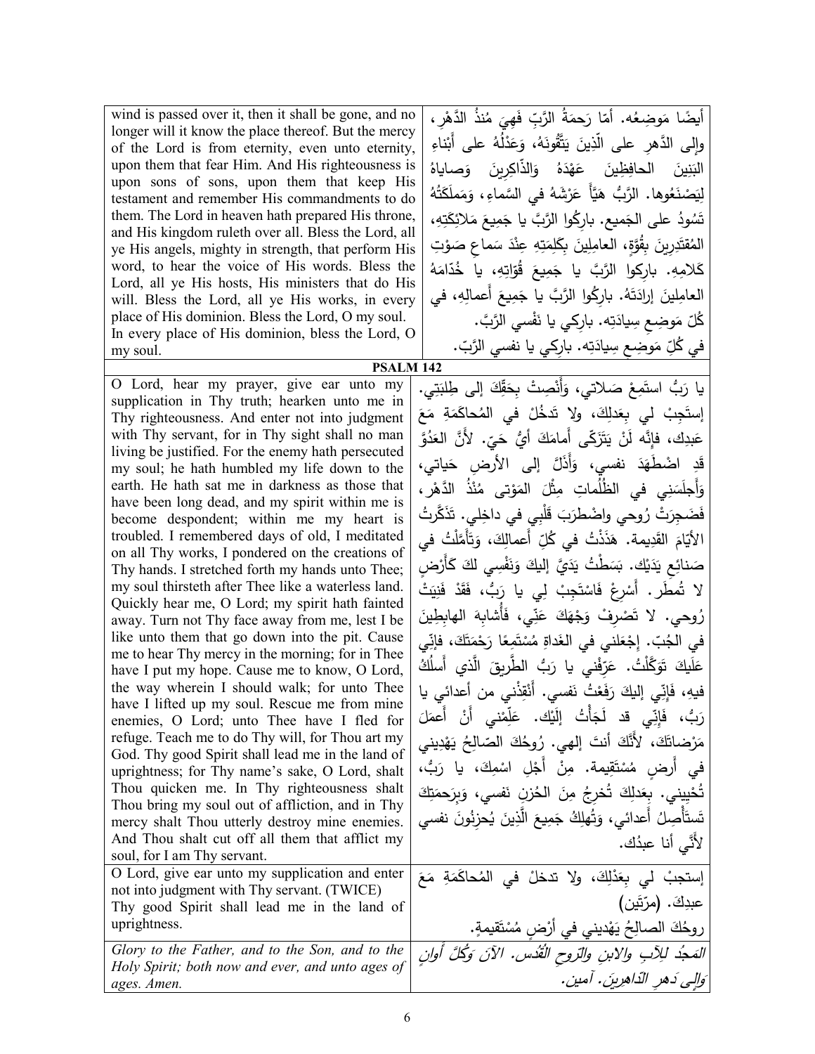| | |
|---|---|
| wind is passed over it, then it shall be gone, and no longer will it know the place thereof. But the mercy of the Lord is from eternity, even unto eternity, upon them that fear Him. And His righteousness is upon sons of sons, upon them that keep His testament and remember His commandments to do them. The Lord in heaven hath prepared His throne, and His kingdom ruleth over all. Bless the Lord, all ye His angels, mighty in strength, that perform His word, to hear the voice of His words. Bless the Lord, all ye His hosts, His ministers that do His will. Bless the Lord, all ye His works, in every place of His dominion. Bless the Lord, O my soul. In every place of His dominion, bless the Lord, O my soul. | أيضًا مَوضِعُه. أمّا رَحمَةُ الرَّبِّ فَهِيَ مُنذُ الدَّهْرِ، وإلى الدَّهرِ على الّذِينَ يَتَّقُونَهُ، وَعَدْلُهُ على أَبْناءِ البَنِينَ الحافِظِينَ عَهْدَهُ وَالذّاكِرِينَ وَصاياهُ لِيَصْنَعُوها. الرَّبُّ هَيَّأَ عَرْشَهُ في السَّماءِ، وَمَملَكَتُهُ تَسُودُ على الجَميع. بارِكُوا الرَّبَّ يا جَمِيعَ مَلائِكَتِهِ، المُقتَدِرِينَ بِقُوَّةٍ، العامِلِينَ بِكَلِمَتِهِ عِنْدَ سَماعِ صَوْتِ كَلامِهِ. بارِكوا الرَّبَّ يا جَمِيعَ قُوّاتِهِ، يا خُدّامَهُ العامِلِينَ إرادَتَهُ. بارِكُوا الرَّبَّ يا جَمِيعَ أَعمالِهِ، في كُلِّ مَوضِعِ سِيادَتِه. بارِكي يا نَفْسي الرَّبَّ. في كُلِّ مَوضِعِ سِيادَتِه. بارِكي يا نفسي الرَّبّ. |

**PSALM 142**

| | |
|---|---|
| O Lord, hear my prayer, give ear unto my supplication in Thy truth; hearken unto me in Thy righteousness. And enter not into judgment with Thy servant, for in Thy sight shall no man living be justified. For the enemy hath persecuted my soul; he hath humbled my life down to the earth. He hath sat me in darkness as those that have been long dead, and my spirit within me is become despondent; within me my heart is troubled. I remembered days of old, I meditated on all Thy works, I pondered on the creations of Thy hands. I stretched forth my hands unto Thee; my soul thirsteth after Thee like a waterless land. Quickly hear me, O Lord; my spirit hath fainted away. Turn not Thy face away from me, lest I be like unto them that go down into the pit. Cause me to hear Thy mercy in the morning; for in Thee have I put my hope. Cause me to know, O Lord, the way wherein I should walk; for unto Thee have I lifted up my soul. Rescue me from mine enemies, O Lord; unto Thee have I fled for refuge. Teach me to do Thy will, for Thou art my God. Thy good Spirit shall lead me in the land of uprightness; for Thy name's sake, O Lord, shalt Thou quicken me. In Thy righteousness shalt Thou bring my soul out of affliction, and in Thy mercy shalt Thou utterly destroy mine enemies. And Thou shalt cut off all them that afflict my soul, for I am Thy servant. | يا رَبُّ استَمِعْ صَلاتي، وَأَنْصِتْ بِحَقِّكَ إلى طِلبَتِي. إستَجِبْ لي بِعَدلِكَ، ولا تَدخُلْ في المُحاكَمَةِ مَعَ عَبدِكَ، فإنَّه لَنْ يَتَزَكّى أَمامَكَ أيُّ حَيّ. لأَنَّ العَدُوَّ قَدِ اضْطَهَدَ نفسي، وَأَذَلَّ إلى الأرضِ حَياتي، وَأَجلَسَنِي في الظُلُماتِ مِثْلَ المَوْتى مُنْذُ الدَّهْرِ، فَضَجِرَتْ رُوحي واضْطرَبَ قَلْبِي في داخِلِي. تَذَكَّرتُ الأيّامَ القَدِيمة. هَذَذْتُ في كُلِّ أَعمالِكَ، وَتَأَمَّلْتُ في صَنائِعِ يَدَيْك. بَسَطْتُ يَدَيَّ إليكَ وَنَفْسِي لكَ كَأَرْضٍ لا تُمطَر. أَسْرِعْ فَاسْتَجِبْ لِي يا رَبُّ، فَقَدْ فَنِيَتْ رُوحي. لا تَصْرِفْ وَجْهَكَ عَنِّي، فَأُشابِهَ الهابِطِينَ في الجُبّ. إجْعَلني في الغَداةِ مُسْتَمِعًا رَحْمَتَكَ، فإنِّي عَلَيكَ تَوَكَّلْتُ. عَرِّفْني يا رَبُّ الطَّرِيقَ الّذي أَسلُكُ فيهِ، فَإِنِّي إليكَ رَفَعْتُ نَفسي. أَنْقِذْني من أعدائي يا رَبُّ، فَإِنِّي قد لَجَأْتُ إِلَيْك. عَلِّمْني أَنْ أَعمَلَ مَرْضاتَكَ، لأَنَّكَ أنتَ إلهي. رُوحُكَ الصّالِحُ يَهْدِيني في أَرضٍ مُسْتَقِيمة. مِنْ أَجْلِ اسْمِكَ، يا رَبُّ، تُحْيِيني. بِعَدلِكَ تُخرِجُ مِنَ الحُزنِ نَفسي، وَبِرَحمَتِكَ تَستَأْصِلُ أَعدائي، وَتُهلِكُ جَمِيعَ الَّذِينَ يُحزِنُونَ نفسي لأَنِّي أنا عبدُك. |
| O Lord, give ear unto my supplication and enter not into judgment with Thy servant. (TWICE)<br>Thy good Spirit shall lead me in the land of uprightness. | إستجبْ لي بِعَدْلِكَ، ولا تدخلْ في المُحاكَمَةِ مَعَ عبدِكَ. (مرّتين)<br>روحُكَ الصالِحُ يَهْدِيني في أَرْضٍ مُسْتَقيمةٍ. |
| *Glory to the Father, and to the Son, and to the Holy Spirit; both now and ever, and unto ages of ages. Amen.* | *المَجدُ لِلآبِ والابنِ والرّوحِ القُدُس. الآنَ وَكُلَّ أَوانٍ وإلى دَهرِ الدّاهِرين. آمين.* |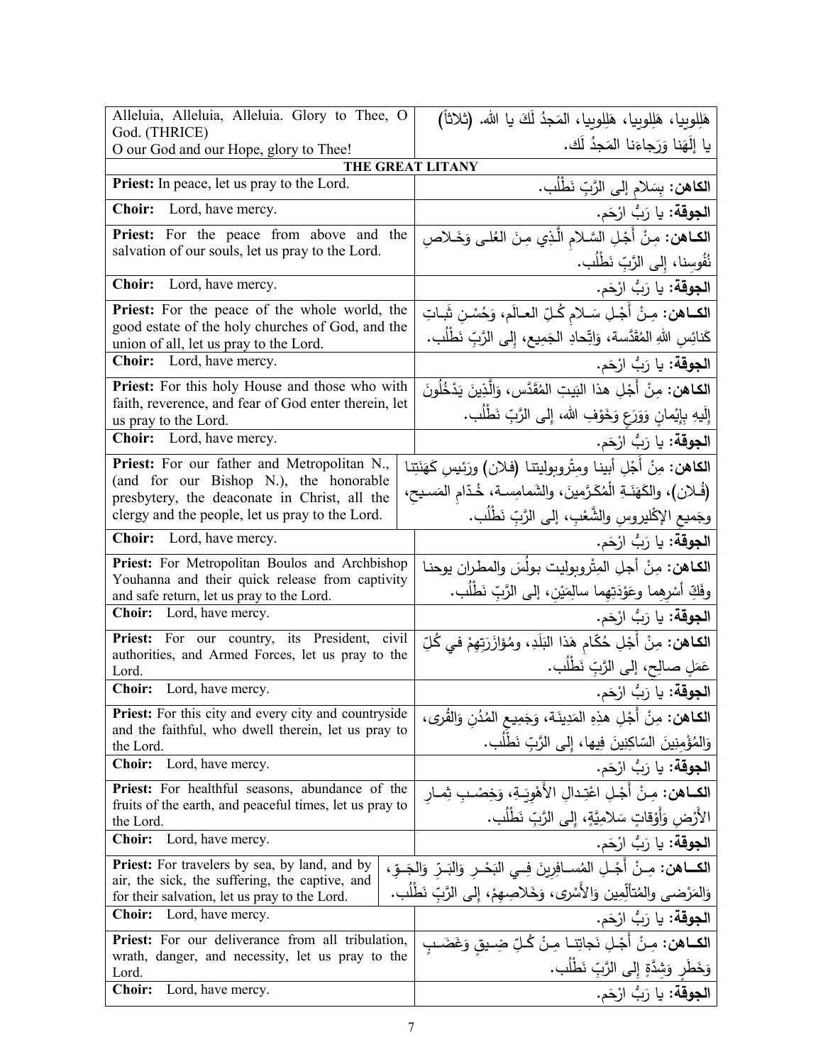| | |
|---|---|
| Alleluia, Alleluia, Alleluia. Glory to Thee, O God. (THRICE)<br>O our God and our Hope, glory to Thee! | هَلِلويا، هَلِلويا، هَلِلويا، المَجدُ لَكَ يا الله. (ثلاثاً)<br>يا إلَهَنا وَرَجاءَنا المَجدُ لَك. |
| **THE GREAT LITANY** | |
| **Priest:** In peace, let us pray to the Lord. | **الكاهن:** بِسَلامٍ إلى الرَّبِّ نَطْلُب. |
| **Choir:** Lord, have mercy. | **الجوقة:** يا رَبُّ ارْحَم. |
| **Priest:** For the peace from above and the salvation of our souls, let us pray to the Lord. | **الكـاهن:** مِنْ أَجْلِ السَّـلامِ الَّـذِي مِـنَ العُلـى وَخَـلاصِ نُفُوسِنا، إلى الرَّبِّ نَطْلُب. |
| **Choir:** Lord, have mercy. | **الجوقة:** يا رَبُّ ارْحَم. |
| **Priest:** For the peace of the whole world, the good estate of the holy churches of God, and the union of all, let us pray to the Lord. | **الكـاهن:** مِـنْ أَجْـلِ سَـلامِ كُـلِّ العـالَمِ، وَحُسْـنِ ثَبـاتِ كَنائِسِ اللهِ المُقَدَّسة، وَاتِّحادِ الجَمِيع، إلى الرَّبِّ نَطْلُب. |
| **Choir:** Lord, have mercy. | **الجوقة:** يا رَبُّ ارْحَم. |
| **Priest:** For this holy House and those who with faith, reverence, and fear of God enter therein, let us pray to the Lord. | **الكاهن:** مِنْ أَجْلِ هذا البَيتِ المُقَدَّس، وَالَّذِينَ يَدْخُلُونَ إِلَيهِ بِإِيْمانٍ وَوَرَعٍ وَخَوْفِ الله، إلى الرَّبِّ نَطْلُب. |
| **Choir:** Lord, have mercy. | **الجوقة:** يا رَبُّ ارْحَم. |
| **Priest:** For our father and Metropolitan N., (and for our Bishop N.), the honorable presbytery, the deaconate in Christ, all the clergy and the people, let us pray to the Lord. | **الكاهن:** مِنْ أَجْلِ أبينا ومِتْروبوليتنا (فلان) ورَئيسِ كَهَنَتِنا (فُلان)، والكَهَنَـةِ الْمُكَـرَّمينَ، والشَمامِسـةِ، خُـدّامِ المَسـيحِ، وجَميعِ الإكْليروسِ والشَّعْبِ، إلى الرَّبِّ نَطْلُب. |
| **Choir:** Lord, have mercy. | **الجوقة:** يا رَبُّ ارْحَم. |
| **Priest:** For Metropolitan Boulos and Archbishop Youhanna and their quick release from captivity and safe return, let us pray to the Lord. | **الكاهن:** مِنْ أجلِ المِتْروبوليت بولُسَ والمطران يوحنا وفَكِّ أسْرِهِما وعَوْدَتِهِما سالِمَيْنِ، إلى الرَّبِّ نَطْلُب. |
| **Choir:** Lord, have mercy. | **الجوقة:** يا رَبُّ ارْحَم. |
| **Priest:** For our country, its President, civil authorities, and Armed Forces, let us pray to the Lord. | **الكاهن:** مِنْ أَجْلِ حُكّامِ هَذا البَلَدِ، ومُؤازَرَتِهِمْ في كُلِّ عَمَلٍ صالِحٍ، إلى الرَّبِّ نَطْلُب. |
| **Choir:** Lord, have mercy. | **الجوقة:** يا رَبُّ ارْحَم. |
| **Priest:** For this city and every city and countryside and the faithful, who dwell therein, let us pray to the Lord. | **الكاهن:** مِنْ أَجْلِ هذِهِ المَدِينَـة، وَجَمِيعِ المُدُنِ وَالقُرى، وَالمُؤْمِنِينَ السّاكِنِينَ فِيها، إلى الرَّبِّ نَطْلُب. |
| **Choir:** Lord, have mercy. | **الجوقة:** يا رَبُّ ارْحَم. |
| **Priest:** For healthful seasons, abundance of the fruits of the earth, and peaceful times, let us pray to the Lord. | **الكـاهن:** مِـنْ أَجْـلِ اعْتِـدالِ الأَهْوِيَـةِ، وَخِصْـبِ ثِمـارِ الأَرْضِ وَأَوْقاتٍ سَلامِيَّةٍ، إلى الرَّبِّ نَطْلُب. |
| **Choir:** Lord, have mercy. | **الجوقة:** يا رَبُّ ارْحَم. |
| **Priest:** For travelers by sea, by land, and by air, the sick, the suffering, the captive, and for their salvation, let us pray to the Lord. | **الكــاهن:** مِـنْ أَجْـلِ المُسـافِرِينَ فِـي البَحْـرِ وَالبَـرِّ وَالجَـوِّ، وَالمَرْضى والمُتألِّمِين وَالأَسْرى، وَخَلاصِهِمْ، إلى الرَّبِّ نَطْلُب. |
| **Choir:** Lord, have mercy. | **الجوقة:** يا رَبُّ ارْحَم. |
| **Priest:** For our deliverance from all tribulation, wrath, danger, and necessity, let us pray to the Lord. | **الكـاهن:** مِـنْ أَجْـلِ نَجاتِنـا مِـنْ كُـلِّ ضِـيقٍ وَغَضَـبٍ وَخَطَرٍ وَشِدَّةٍ إلى الرَّبِّ نَطْلُب. |
| **Choir:** Lord, have mercy. | **الجوقة:** يا رَبُّ ارْحَم. |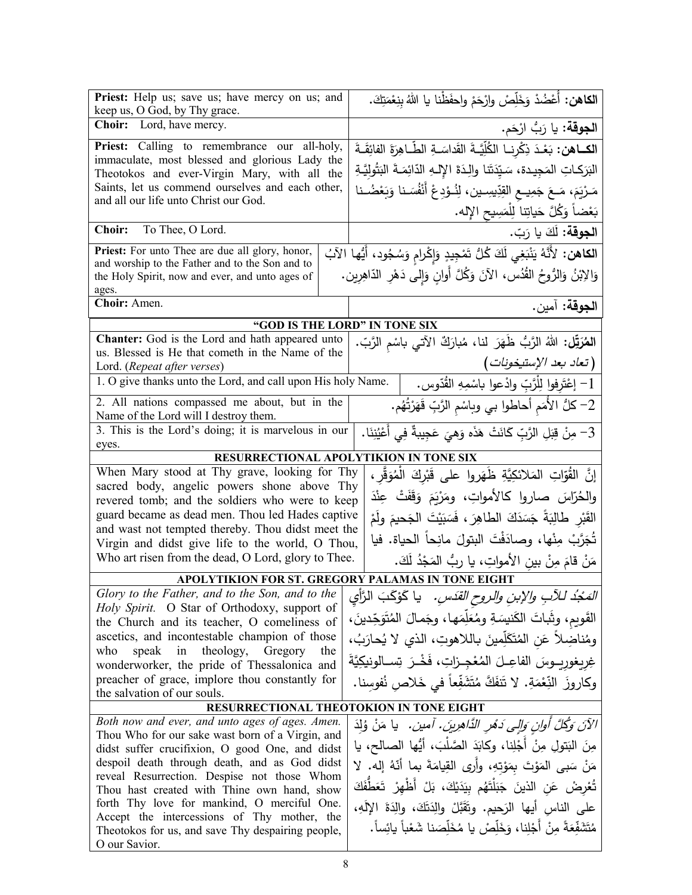| | |
|---|---|
| **Priest:** Help us; save us; have mercy on us; and keep us, O God, by Thy grace. | **الكاهن:** أَعْضُدْ وَخَلِّصْ وارْحَمْ واحفَظْنا يا اللهُ بِنِعْمَتِكَ. |
| **Choir:** Lord, have mercy. | **الجوقة:** يا رَبُّ ارْحَم. |
| **Priest:** Calling to remembrance our all-holy, immaculate, most blessed and glorious Lady the Theotokos and ever-Virgin Mary, with all the Saints, let us commend ourselves and each other, and all our life unto Christ our God. | **الكـاهن:** بَعْدَ ذِكْرِنـا الكُلِّيَّـةَ القَداسَـةِ الطّـاهِرَةَ الفائِقَـةَ البَرَكـاتِ المَجِيدة، سَيِّدَتَنا والِدَةَ الإِلـهِ الدّائِمَـةَ البَتُولِيَّـةِ مَـرْيَمَ، مَـعَ جَمِيـعِ القِدِّيسِـين، لِنُـوْدِعْ أَنْفُسَـنا وَبَعْضُـنا بَعْضاً وَكُلَّ حَياتِنا لِلْمَسِيحِ الإِله. |
| **Choir:** To Thee, O Lord. | **الجوقة:** لَكَ يا رَبّ. |
| **Priest:** For unto Thee are due all glory, honor, and worship to the Father and to the Son and to the Holy Spirit, now and ever, and unto ages of ages. | **الكاهن:** لأَنَّهُ يَنْبَغِي لَكَ كُلُّ تَمْجِيدٍ وَإِكْرامٍ وَسُجُود، أَيُّها الآبُ وَالاِبْنُ وَالرُّوحُ القُدُس، الآنَ وَكُلَّ أَوانٍ وَإِلى دَهْرِ الدّاهِرِين. |
| **Choir:** Amen. | **الجوقة:** آمين. |

### "GOD IS THE LORD" IN TONE SIX

| | |
|---|---|
| **Chanter:** God is the Lord and hath appeared unto us. Blessed is He that cometh in the Name of the Lord. (*Repeat after verses*) | **المُرَتِّل:** اللهُ الرَّبُّ ظَهَرَ لنا، مُبارَكٌ الآتي باسْمِ الرَّبّ. (*تعاد بعد الإستيخونات*) |
| 1. O give thanks unto the Lord, and call upon His holy Name. | 1- إعْتَرِفوا لِلْرَّبِّ وادْعوا باسْمِهِ القُدّوس. |
| 2. All nations compassed me about, but in the Name of the Lord will I destroy them. | 2- كلُّ الأُمَمِ أحاطوا بي وباسْمِ الرَّبِّ قَهَرْتُهُم. |
| 3. This is the Lord's doing; it is marvelous in our eyes. | 3- مِنْ قِبَلِ الرَّبِّ كَانَتْ هَذَه وَهِيَ عَجِيبةٌ فِي أَعْيُنِنَا. |

### RESURRECTIONAL APOLYTIKION IN TONE SIX

| | |
|---|---|
| When Mary stood at Thy grave, looking for Thy sacred body, angelic powers shone above Thy revered tomb; and the soldiers who were to keep guard became as dead men. Thou led Hades captive and wast not tempted thereby. Thou didst meet the Virgin and didst give life to the world, O Thou, Who art risen from the dead, O Lord, glory to Thee. | إنَّ القُوّاتِ المَلائكيَّةِ ظَهَروا على قَبْرِكَ المُوَقَّرِ، والحُرّاسَ صاروا كالأمواتِ، ومَرْيَمَ وَقَفَتْ عِنْدَ القَبْرِ طالِبَةً جَسَدَكَ الطاهِرَ، فَسَبَيْتَ الجَحيمَ ولَمْ تُجَرَّبْ مِنْها، وصادَفْتَ البتولَ مانِحاً الحياة. فيا مَنْ قامَ مِنْ بينِ الأمواتِ، يا ربُّ المَجْدُ لَكَ. |

### APOLYTIKION FOR ST. GREGORY PALAMAS IN TONE EIGHT

| | |
|---|---|
| *Glory to the Father, and to the Son, and to the Holy Spirit.* O Star of Orthodoxy, support of the Church and its teacher, O comeliness of ascetics, and incontestable champion of those who speak in theology, Gregory the wonderworker, the pride of Thessalonica and preacher of grace, implore thou constantly for the salvation of our souls. | *المَجْدُ للآبِ والإبنِ والروحِ القدس.* يا كَوْكَبَ الرَّأْيِ القَويمِ، وثَباتَ الكَنيسَةِ ومُعَلِّمَها، وجَمالَ المُتَوَحِّدينَ، ومُناضِلاً عَنِ المُتَكَلِّمينَ باللاهوتِ، الذي لا يُحارَبُ، غِريغوريـوسَ الفاعِـلَ المُعْجِـزاتِ، فَخْـرَ تِسـالونيكِيَّةَ وكاروزَ النِّعْمَةِ. لا تَنفَكَّ مُتَشَفِّعاً في خَلاصِ نُفوسِنا. |

### RESURRECTIONAL THEOTOKION IN TONE EIGHT

| | |
|---|---|
| *Both now and ever, and unto ages of ages. Amen.* Thou Who for our sake wast born of a Virgin, and didst suffer crucifixion, O good One, and didst despoil death through death, and as God didst reveal Resurrection. Despise not those Whom Thou hast created with Thine own hand, show forth Thy love for mankind, O merciful One. Accept the intercessions of Thy mother, the Theotokos for us, and save Thy despairing people, O our Savior. | *الآنَ وَكُلَّ أَوانٍ وَإِلى دَهْرِ الدَّاهِرِينَ. آمين.* يا مَنْ وُلِدَ مِنَ البَتولِ مِنْ أَجْلِنا، وكابَدَ الصَّلْبَ، أيُّها الصالح، يا مَنْ سَبى المَوْتَ بِمَوْتِهِ، وأَرى القِيامَةَ بما أَنَّهُ إله. لا تُعْرِضْ عَنِ الذينَ جَبَلْتَهُم بِيَدَيْكَ، بَلْ أَظْهِرْ تَعَطُّفَكَ على الناسِ أيها الرَحيم. وتَقَبَّلْ والِدَتَكَ، والِدَةَ الإلَهِ، مُتَشَفِّعَةً مِنْ أَجْلِنا، وَخَلِّصْ يا مُخَلِّصَنا شَعْباً يائِساً. |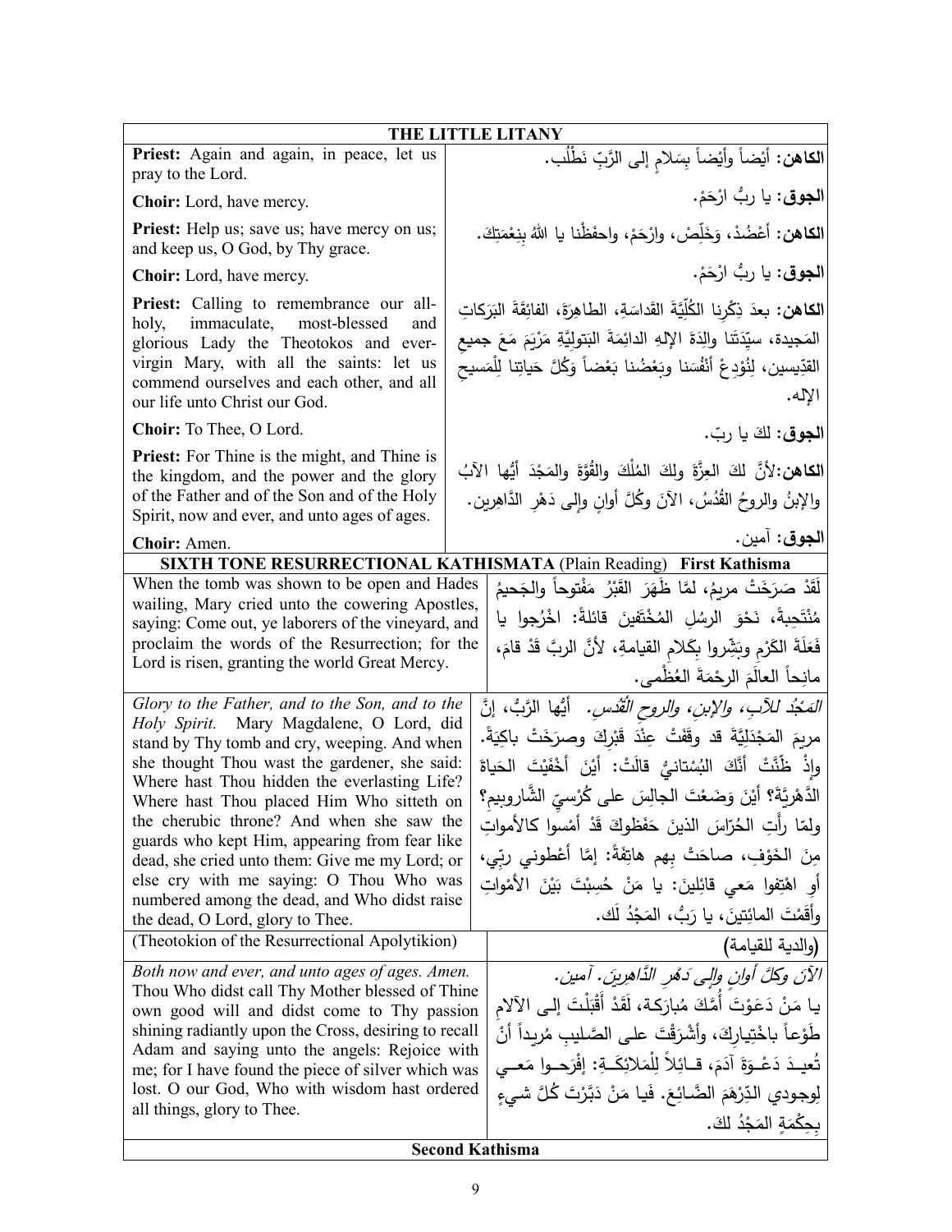| THE LITTLE LITANY | |
|---|---|
| **Priest:** Again and again, in peace, let us pray to the Lord. | **الكاهن:** أيْضاً وأيْضاً بِسَلامٍ إلى الرَّبِّ نَطْلُب. |
| **Choir:** Lord, have mercy. | **الجوق:** يا ربُّ ارْحَمْ. |
| **Priest:** Help us; save us; have mercy on us; and keep us, O God, by Thy grace. | **الكاهن:** أعْضُدْ، وَخَلِّصْ، وارْحَمْ، واحفَظْنا يا اللهُ بِنِعْمَتِكَ. |
| **Choir:** Lord, have mercy. | **الجوق:** يا ربُّ ارْحَمْ. |
| **Priest:** Calling to remembrance our all-holy, immaculate, most-blessed and glorious Lady the Theotokos and ever-virgin Mary, with all the saints: let us commend ourselves and each other, and all our life unto Christ our God. | **الكاهن:** بعدَ ذِكْرِنا الكُلِّيَّةَ القَداسَةِ، الطاهِرَةَ، الفائِقَةَ البَرَكاتِ المَجيدة، سيِّدَتَنا والِدَةَ الإلهِ الدائِمَةَ البَتوليَّةِ مَرْيَمَ مَعَ جميعِ القدِّيسين، لِنُوْدِعْ أنْفُسَنا وبَعْضُنا بَعْضاً وَكُلَّ حَياتِنا لِلْمَسيحِ الإله. |
| **Choir:** To Thee, O Lord. | **الجوق:** لكَ يا ربّ. |
| **Priest:** For Thine is the might, and Thine is the kingdom, and the power and the glory of the Father and of the Son and of the Holy Spirit, now and ever, and unto ages of ages. | **الكاهن:** لأنَّ لكَ العِزَّةَ ولكَ المُلْكَ والقُوَّةَ والمَجْدَ أيُّها الآبُ والإبنُ والروحُ القُدُسُ، الآنَ وكُلَّ أوانٍ وإلى دَهْرِ الدَّاهِرين. |
| **Choir:** Amen. | **الجوق:** آمين. |
| **SIXTH TONE RESURRECTIONAL KATHISMATA** (Plain Reading) **First Kathisma** | |
| When the tomb was shown to be open and Hades wailing, Mary cried unto the cowering Apostles, saying: Come out, ye laborers of the vineyard, and proclaim the words of the Resurrection; for the Lord is risen, granting the world Great Mercy. | لَقَدْ صَرَخَتْ مريمُ، لمَّا ظَهَرَ القَبْرُ مَفْتوحاً والجَحيمُ مُنْتَحِبةً، نَحْوَ الرسُلِ المُخْتَفينَ قائلةً: اخْرُجوا يا فَعَلَةَ الكَرْمِ وبَشِّروا بِكَلامِ القيامةِ، لأنَّ الربَّ قَدْ قامَ، مانِحاً العالَمَ الرحْمَةَ العُظْمى. |
| *Glory to the Father, and to the Son, and to the Holy Spirit.* Mary Magdalene, O Lord, did stand by Thy tomb and cry, weeping. And when she thought Thou wast the gardener, she said: Where hast Thou hidden the everlasting Life? Where hast Thou placed Him Who sitteth on the cherubic throne? And when she saw the guards who kept Him, appearing from fear like dead, she cried unto them: Give me my Lord; or else cry with me saying: O Thou Who was numbered among the dead, and Who didst raise the dead, O Lord, glory to Thee. | *المَجْدُ للآبِ، والإبنِ، والروحِ القُدُسِ.* أيُّها الرَّبُّ، إنَّ مريمَ المَجْدَليَّةَ قد وقَفَتْ عِنْدَ قَبْرِكَ وصرَخَتْ باكِيَةً. وإذْ ظَنَّتْ أنَّكَ البُسْتانيُّ قالَتْ: أيْنَ أخْفَيْتَ الحَياةَ الدَّهْرِيَّةَ؟ أيْنَ وَضَعْتَ الجالِسَ على كُرْسيِّ الشَّاروبيم؟ ولمّا رأَتِ الحُرّاسَ الذينَ حَفَظوكَ قَدْ أمْسوا كالأمواتِ مِنَ الخَوْفِ، صاحَتْ بِهِم هاتِفَةً: إمَّا أعْطوني ربِّي، أوِ اهْتِفوا مَعي قائلينَ: يا مَنْ حُسِبْتَ بَيْنَ الأمْواتِ وأقَمْتَ المائِتينَ، يا رَبُّ، المَجْدُ لَك. |
| (Theotokion of the Resurrectional Apolytikion) | (والدية للقيامة) |
| *Both now and ever, and unto ages of ages. Amen.* Thou Who didst call Thy Mother blessed of Thine own good will and didst come to Thy passion shining radiantly upon the Cross, desiring to recall Adam and saying unto the angels: Rejoice with me; for I have found the piece of silver which was lost. O our God, Who with wisdom hast ordered all things, glory to Thee. | *الآنَ وكلَّ أوانٍ وإلى دَهْرِ الدَّاهِرينَ. آمين.* يا مَنْ دَعَوْتَ أُمَّكَ مُبارَكة، لَقَدْ أَقْبَلْتَ إلى الآلامِ طَوْعاً باخْتِيارِكَ، وأشْرَقْتَ على الصَّليبِ مُريداً أنْ تُعيدَ دَعْوَةَ آدَمَ، قائِلاً لِلْمَلائِكَةِ: إفْرَحوا مَعي لِوجودي الدِّرْهَمَ الضَّائِعَ. فَيا مَنْ دَبَّرْتَ كُلَّ شيءٍ بِحِكْمَةٍ المَجْدُ لكَ. |
| **Second Kathisma** | |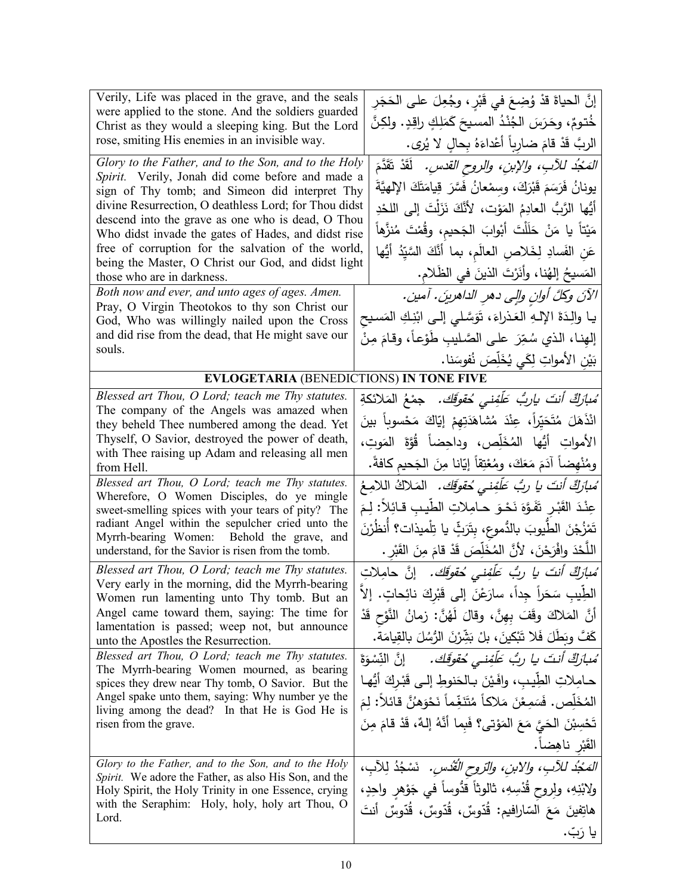| | |
|---|---|
| Verily, Life was placed in the grave, and the seals were applied to the stone. And the soldiers guarded Christ as they would a sleeping king. But the Lord rose, smiting His enemies in an invisible way. | إنَّ الحياةَ قدْ وُضِعَ في قَبْرٍ، وجُعِلَ على الحَجَرِ خُتومٌ، وحَرَسَ الجُنْدُ المسيحَ كَمَلِكٍ راقِدٍ. ولكِنَّ الربَّ قَدْ قامَ ضارِباً أعْداءَهُ بِحالٍ لا يُرى. |
| *Glory to the Father, and to the Son, and to the Holy Spirit.* Verily, Jonah did come before and made a sign of Thy tomb; and Simeon did interpret Thy divine Resurrection, O deathless Lord; for Thou didst descend into the grave as one who is dead, O Thou Who didst invade the gates of Hades, and didst rise free of corruption for the salvation of the world, being the Master, O Christ our God, and didst light those who are in darkness. | *المَجْدُ للآبِ، والإبنِ، والروحِ القدسِ.* لَقَدْ تَقَدَّمَ يونانُ فَرَسَمَ قَبْرَكَ، وسِمْعانُ فَسَّرَ قِيامَتَكَ الإلهيَّةَ أيُّها الرَّبُّ العادِمُ المَوْت، لأنَّكَ نَزَلْتَ إلى اللحْدِ مَيْتاً يا مَنْ حَلَلْتَ أبْوابَ الجَحيمِ، وقُمْتَ مُنزَّهاً عَنِ الفَسادِ لِخَلاصِ العالَمِ، بما أنَّكَ السَّيِّدُ أيُّها المَسيحُ إلهُنا، وأنَرْتَ الذينَ في الظَلامِ. |
| *Both now and ever, and unto ages of ages. Amen.* Pray, O Virgin Theotokos to thy son Christ our God, Who was willingly nailed upon the Cross and did rise from the dead, that He might save our souls. | *الآنَ وكلَّ أوانٍ وإلى دهرِ الداهرينَ. آمين.* يـا والِـدَةَ الإلـهِ العَـذراءَ، تَوَسَّـلي إلـى ابْنِـكِ المَسيحِ إلهِنـا، الـذي سُمِّرَ علـى الصَّـليبِ طَوْعـاً، وقـامَ مِـنْ بَيْنِ الأمواتِ لِكَي يُخَلِّصَ نُفوسَنا. |
| **EVLOGETARIA** (BENEDICTIONS) **IN TONE FIVE** | |
| *Blessed art Thou, O Lord; teach me Thy statutes.* The company of the Angels was amazed when they beheld Thee numbered among the dead. Yet Thyself, O Savior, destroyed the power of death, with Thee raising up Adam and releasing all men from Hell. | *مُبارَكٌ أنتَ ياربُّ عَلِّمْني حُقوقَكَ.* جمْعُ المَلائكةِ انْذَهَلَ مُتَحَيِّراً، عِنْدَ مُشاهَدَتِهِمْ إيّاكَ مَحْسوباً بينَ الأمواتِ أيُّها المُخَلِّص، وداحِضاً قُوَّةَ المَوتِ، ومُنْهِضاً آدَمَ مَعَكَ، ومُعْتِقاً إيّانا مِنَ الجَحيمِ كافةً. |
| *Blessed art Thou, O Lord; teach me Thy statutes.* Wherefore, O Women Disciples, do ye mingle sweet-smelling spices with your tears of pity? The radiant Angel within the sepulcher cried unto the Myrrh-bearing Women: Behold the grave, and understand, for the Savior is risen from the tomb. | *مُبارَكٌ أنتَ يا ربُّ عَلِّمْني حُقوقَكَ.* المَلاكُ اللامِعُ عِنْدَ القَبْرِ تَفَوَّهَ نَحْوَ حـامِلاتِ الطِّيبِ قـائِلاً: لِـمَ تَمْزُجْنَ الطُّيوبَ بالدُّموعِ، بِتَرَثٍّ يا تِلْميذات؟ أُنظُرْنَ اللَّحْدَ وافْرَحْنَ، لأنَّ المُخَلِّصَ قَدْ قامَ مِنَ القَبْرِ. |
| *Blessed art Thou, O Lord; teach me Thy statutes.* Very early in the morning, did the Myrrh-bearing Women run lamenting unto Thy tomb. But an Angel came toward them, saying: The time for lamentation is passed; weep not, but announce unto the Apostles the Resurrection. | *مُبارَكٌ أنتَ يا ربُّ عَلِّمْني حُقوقَكَ.* إنَّ حامِلاتِ الطِّيبِ سَحَراً جِداً، سارَعْنَ إلى قَبْرِكَ نائِحاتٍ. إلاَّ أنَّ المَلاكَ وقَفَ بِهِنَّ، وقالَ لَهُنَّ: زمانُ النَّوْحِ قَدْ كَفَّ وبَطَلَ فَلا تَبْكينَ، بلْ بَشِّرْنَ الرُّسُلَ بالقِيامَةِ. |
| *Blessed art Thou, O Lord; teach me Thy statutes.* The Myrrh-bearing Women mourned, as bearing spices they drew near Thy tomb, O Savior. But the Angel spake unto them, saying: Why number ye the living among the dead? In that He is God He is risen from the grave. | *مُبارَكٌ أنتَ يا ربُّ عَلِّمْني حُقوقَكَ.* إنَّ النِّسْوَةَ حـامِلاتِ الطِّيبِ، وافَيْنَ بـالحَنوطِ إلـى قَبْرِكَ أيُّهـا المُخَلِّص. فَسَمِعْنَ مَلاكاً مُتَنَغِّماً نَحْوَهُنَّ قائلاً: لِمَ تَحْسِبْنَ الحَيَّ مَعَ المَوْتى؟ فَبِما أنَّهُ إلهٌ، قَدْ قامَ مِنَ القَبْرِ ناهِضاً. |
| *Glory to the Father, and to the Son, and to the Holy Spirit.* We adore the Father, as also His Son, and the Holy Spirit, the Holy Trinity in one Essence, crying with the Seraphim: Holy, holy, holy art Thou, O Lord. | *المَجْدُ للآبِ، والابنِ، والرّوحِ القُدُسِ.* نَسْجُدُ لِلآبِ، ولابْنِهِ، ولِروحِ قُدْسِهِ، ثالوثاً قدُّوساً في جَوْهرٍ واحِدٍ، هاتِفينَ مَعَ السّارافيم: قُدّوسٌ، قُدّوسٌ، قُدّوسٌ أنتَ يا رَبّ. |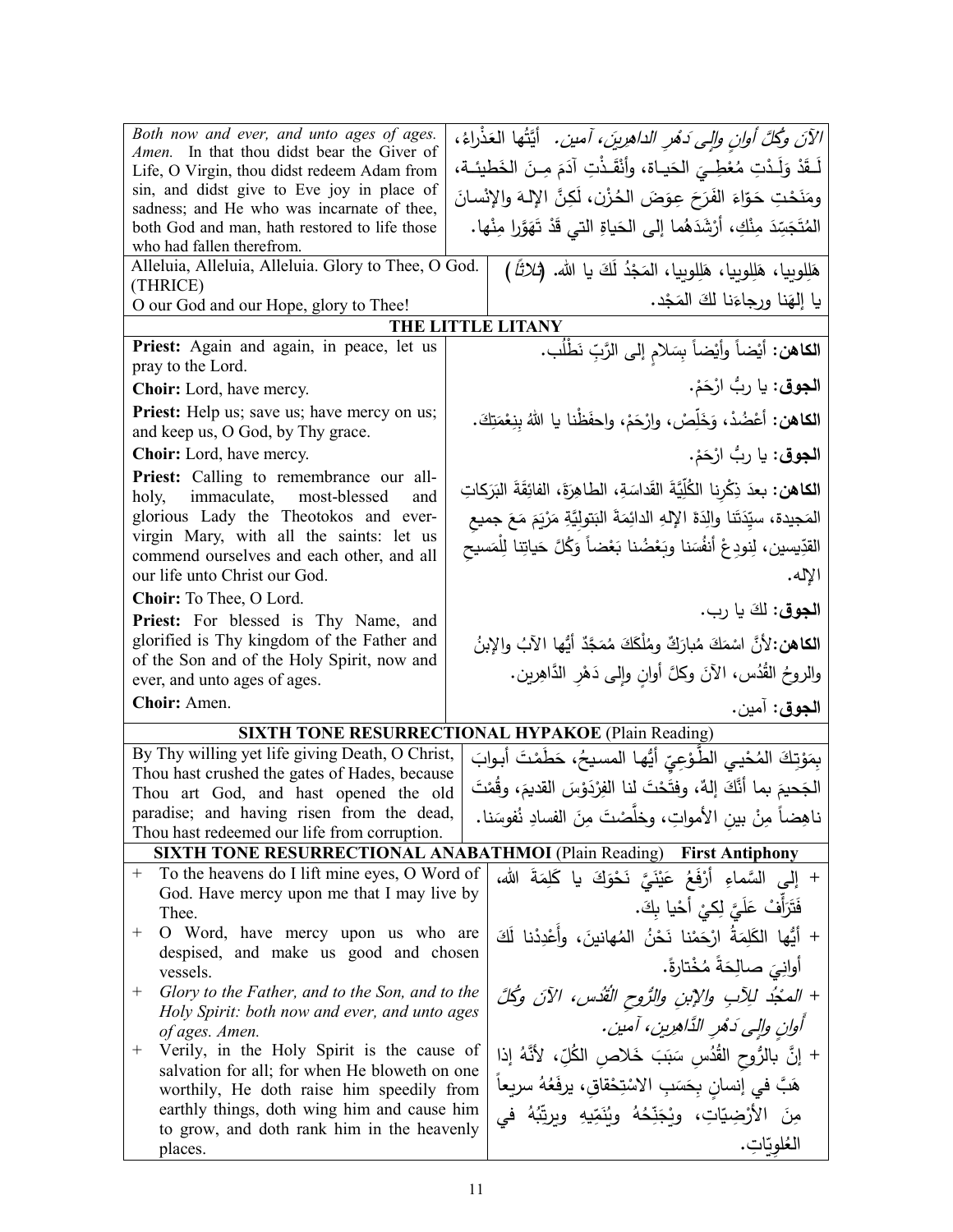| | |
|---|---|
| *Both now and ever, and unto ages of ages. Amen.* In that thou didst bear the Giver of Life, O Virgin, thou didst redeem Adam from sin, and didst give to Eve joy in place of sadness; and He who was incarnate of thee, both God and man, hath restored to life those who had fallen therefrom. | *الآنَ وكُلَّ أوانٍ وإلى دَهْرِ الداهرينَ، آمين.* أيَّتُها العَذْراءُ، لَـقَدْ وَلَـدْتِ مُعْطِـيَ الحَيـاة، وأنْقَـذْتِ آدَمَ مِـنَ الخَطيئـة، ومَنَحْتِ حَوّاءَ الفَرَحَ عِوَضَ الحُزْن، لَكِنَّ الإلهَ والإنْسانَ المُتَجَسِّدَ مِنْكِ، أرْشَدَهُما إلى الحَياةِ التي قَدْ تَهَوَّرا مِنْها. |
| Alleluia, Alleluia, Alleluia. Glory to Thee, O God. (THRICE)<br>O our God and our Hope, glory to Thee! | هَلِلوييا، هَلِلوييا، هَلِلوييا، المَجْدُ لَكَ يا الله. *(ثلاثاً)*<br>يا إلهَنا ورجاءَنا لكَ المَجْد. |

## THE LITTLE LITANY

| | |
|---|---|
| **Priest:** Again and again, in peace, let us pray to the Lord. | **الكاهن:** أيْضاً وأيْضاً بِسَلامٍ إلى الرَّبِّ نَطْلُب. |
| **Choir:** Lord, have mercy. | **الجوق:** يا ربُّ ارْحَمْ. |
| **Priest:** Help us; save us; have mercy on us; and keep us, O God, by Thy grace. | **الكاهن:** أعْضُدْ، وَخَلِّصْ، وارْحَمْ، واحفَظْنا يا اللهُ بِنِعْمَتِكَ. |
| **Choir:** Lord, have mercy. | **الجوق:** يا ربُّ ارْحَمْ. |
| **Priest:** Calling to remembrance our all-holy, immaculate, most-blessed and glorious Lady the Theotokos and ever-virgin Mary, with all the saints: let us commend ourselves and each other, and all our life unto Christ our God. | **الكاهن:** بعدَ ذِكْرِنا الكُلِّيَّةَ القَداسَةِ، الطاهِرَةَ، الفائِقَةَ البَرَكاتِ المَجيدة، سيِّدَتَنا والِدَةَ الإلهِ الدائِمَةَ البَتوليَّةِ مَرْيَمَ مَعَ جميعِ القدِّيسين، لِنودِعْ أنفُسَنا وبَعْضُنا بَعْضاً وَكُلَّ حَياتِنا لِلْمَسيحِ الإله. |
| **Choir:** To Thee, O Lord. | **الجوق:** لكَ يا رب. |
| **Priest:** For blessed is Thy Name, and glorified is Thy kingdom of the Father and of the Son and of the Holy Spirit, now and ever, and unto ages of ages. | **الكاهن:**لأنَّ اسْمَكَ مُبارَكٌ ومُلْكَكَ مُمَجَّدٌ أيُّها الآبُ والإبنُ والروحُ القُدُس، الآنَ وكلَّ أوانٍ وإلى دَهْرِ الدَّاهِرين. |
| **Choir:** Amen. | **الجوق:** آمين. |

## SIXTH TONE RESURRECTIONAL HYPAKOE (Plain Reading)

| | |
|---|---|
| By Thy willing yet life giving Death, O Christ, Thou hast crushed the gates of Hades, because Thou art God, and hast opened the old paradise; and having risen from the dead, Thou hast redeemed our life from corruption. | بِمَوْتِكَ المُحْيي الطَّوْعِيّ أيُّها المسيحُ، حَطَمْتَ أبوابَ الجَحيمَ بما أنَّكَ إلهٌ، وفتَحْتَ لنا الفِرْدَوْسَ القديمَ، وقُمْتَ ناهِضاً مِنْ بينِ الأمواتِ، وخلَّصْتَ مِنَ الفسادِ نُفوسَنا. |

## SIXTH TONE RESURRECTIONAL ANABATHMOI (Plain Reading) First Antiphony

| | |
|---|---|
| + To the heavens do I lift mine eyes, O Word of God. Have mercy upon me that I may live by Thee. | + إلى السَّماءِ أرْفَعُ عَيْنَيَّ نَحْوَكَ يا كَلِمَةَ الله، فَتَرَأَّفْ عَلَيَّ لِكَيْ أحْيا بِكَ. |
| + O Word, have mercy upon us who are despised, and make us good and chosen vessels. | + أيُّها الكَلِمَةُ ارْحَمْنا نَحْنُ المُهانينَ، وأَعْدِدْنا لَكَ أوانِيَ صالِحَةً مُخْتارةً. |
| + *Glory to the Father, and to the Son, and to the Holy Spirit: both now and ever, and unto ages of ages. Amen.* | + *المَجْدُ لِلآبِ والإبنِ والرُّوحِ القُدُس، الآنَ وكُلَّ أوانٍ وإلى دَهْرِ الدَّاهِرين، آمين.* |
| + Verily, in the Holy Spirit is the cause of salvation for all; for when He bloweth on one worthily, He doth raise him speedily from earthly things, doth wing him and cause him to grow, and doth rank him in the heavenly places. | + إنَّ بالرُّوحِ القُدُسِ سَبَبَ خَلاصِ الكُلِّ، لأنَّهُ إذا هَبَّ في إنسانٍ بِحَسَبِ الاسْتِحْقاقِ، يرفَعُهُ سريعاً مِنَ الأرْضِيّاتِ، ويُجَنِّحُهُ ويُنَمّيهِ ويرتِّبُهُ في العُلوِيّاتِ. |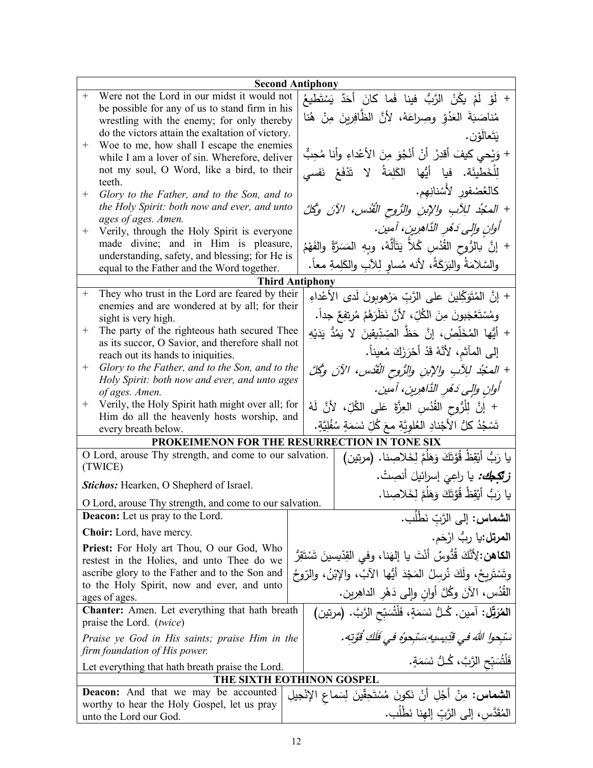| **Second Antiphony** | |
|---|---|
| + Were not the Lord in our midst it would not be possible for any of us to stand firm in his wrestling with the enemy; for only thereby do the victors attain the exaltation of victory. | + لَوْ لَمْ يكُنْ الرَّبُّ فينا فَما كانَ أَحَدٌ يَسْتَطيعُ مُناصَبَةَ العَدُوِّ وصِراعَهُ، لأنَّ الظّافِرينَ مِنْ هُنا يَتَعالَوْن. |
| + Woe to me, how shall I escape the enemies while I am a lover of sin. Wherefore, deliver not my soul, O Word, like a bird, to their teeth. | + وَيْحي كيفَ أقدِرُ أنْ أنْجُوَ مِنَ الأعْداءِ وأنا مُحِبٌّ لِلْخَطيئَة. فيا أيُّها الكَلِمَةُ لا تَدْفَعْ نَفسي كالعُصْفورِ لأسْنانِهِم. |
| + *Glory to the Father, and to the Son, and to the Holy Spirit: both now and ever, and unto ages of ages. Amen.* | + *المَجْدُ لِلآبِ والإبنِ والرُّوحِ القُدُس، الآنَ وكُلَّ أوانٍ وإلى دَهْرِ الدَّاهِرين، آمين.* |
| + Verily, through the Holy Spirit is everyone made divine; and in Him is pleasure, understanding, safety, and blessing; for He is equal to the Father and the Word together. | + إنَّ بالرُّوحِ القُدُسِ كُلاًّ يَتَأَلَّهُ، وبِهِ المَسَرَّةُ والفَهْمُ والسَّلامَةُ والبَرَكَةُ، لأنه مُساوٍ لِلآبِ والكَلِمةِ معاً. |
| **Third Antiphony** | |
| + They who trust in the Lord are feared by their enemies and are wondered at by all; for their sight is very high. | + إنَّ المُتَوَكِّلينَ على الرَّبِّ مَرْهوبونَ لَدى الأعْداءِ ومُسْتَعْجَبونَ مِنَ الكُلِّ، لأنَّ نَظَرَهُمْ مُرتفِعٌ جداً. |
| + The party of the righteous hath secured Thee as its succor, O Savior, and therefore shall not reach out its hands to iniquities. | + أيُّها المُخَلِّصُ، إنَّ حَظَّ الصِّدِّيقينَ لا يَمُدُّ يَدَيْهِ إلى المآثِم، لأنَّهُ قَدْ أحْرَزَكَ مُعيناً. |
| + *Glory to the Father, and to the Son, and to the Holy Spirit: both now and ever, and unto ages of ages. Amen.* | + *المَجْدُ لِلآبِ والإبنِ والرُّوحِ القُدُس، الآنَ وكُلَّ أوانٍ وإلى دَهْرِ الدَّاهِرين، آمين.* |
| + Verily, the Holy Spirit hath might over all; for Him do all the heavenly hosts worship, and every breath below. | + إنَّ لِلْرُّوحِ القُدُسِ العِزَّةَ عَلى الكُلِّ، لأنَّ لَهُ تَسْجُدُ كلُّ الأجْنادِ العُلوِيَّةِ معَ كُلِّ نَسَمَةٍ سُفْلِيَّةٍ. |
| **PROKEIMENON FOR THE RESURRECTION IN TONE SIX** | |
| O Lord, arouse Thy strength, and come to our salvation. (TWICE) | يا رَبُّ أَيْقِظْ قُوَّتَكَ وَهَلُمَّ لِخَلاصِنا. (مرتين) |
| *Stichos:* Hearken, O Shepherd of Israel. | ***زتكجك:*** يا راعِيَ إسرائيلَ أنصِتْ. |
| O Lord, arouse Thy strength, and come to our salvation. | يا رَبُّ أَيْقِظْ قُوَّتَكَ وَهَلُمَّ لِخَلاصِنا. |
| **Deacon:** Let us pray to the Lord. | **الشماس:** إلى الرَّبِّ نَطْلُب. |
| **Choir:** Lord, have mercy. | **المرتل:**يا ربُّ ارْحَم. |
| **Priest:** For Holy art Thou, O our God, Who restest in the Holies, and unto Thee do we ascribe glory to the Father and to the Son and to the Holy Spirit, now and ever, and unto ages of ages. | **الكاهن:**لِأَنَّكَ قُدُّوسٌ أنْتَ يا إلهَنا، وفي القِدّيسينَ تَسْتَقِرُّ وتَسْتَريحُ، ولَكَ نُرسِلُ المَجْدَ أيُّها الآبُ، والإبْنُ، والرّوحُ القُدُس، الآنَ وكُلَّ أوانٍ وإلى دَهْرِ الداهِرين. |
| **Chanter:** Amen. Let everything that hath breath praise the Lord. (*twice*) | **المُرَتِّل:** آمين. كُـلُّ نَسَمَةٍ، فَلْتُسَبِّحِ الرَّبَّ. (مرتين) |
| *Praise ye God in His saints; praise Him in the firm foundation of His power.* | *سَبِّحوا اللهَ في قدِيسيهِ،سَبِّحوهُ في فَلَكِ قُوَّتِه.* |
| Let everything that hath breath praise the Lord. | فَلْتُسَبِّحِ الرَّبَّ، كُـلُّ نَسَمَةٍ. |
| **THE SIXTH EOTHINON GOSPEL** | |
| **Deacon:** And that we may be accounted worthy to hear the Holy Gospel, let us pray unto the Lord our God. | **الشماس:** مِنْ أَجْلِ أَنْ نَكونَ مُسْتَحِقّينَ لِسَماعِ الإنْجيلِ المُقَدَّسِ، إلى الرَّبِّ إلهِنا نَطْلُب. |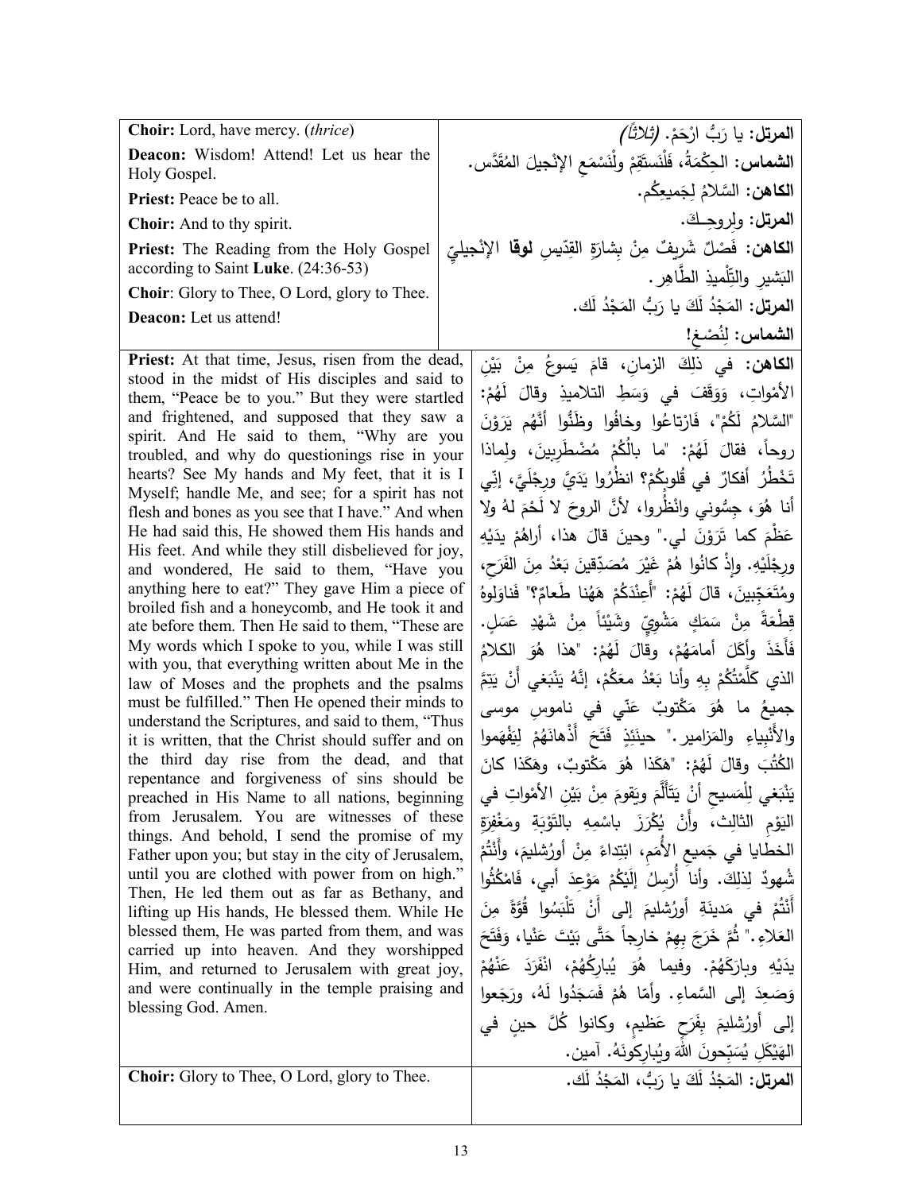| | |
|---|---|
| **Choir:** Lord, have mercy. (*thrice*)<br>**Deacon:** Wisdom! Attend! Let us hear the Holy Gospel.<br>**Priest:** Peace be to all.<br>**Choir:** And to thy spirit.<br>**Priest:** The Reading from the Holy Gospel according to Saint **Luke**. (24:36-53)<br>**Choir**: Glory to Thee, O Lord, glory to Thee.<br>**Deacon:** Let us attend! | **المرتل:** يا رَبُّ ارْحَمْ. *(ثلاثاً)*<br>**الشماس:** الحِكْمَةُ، فَلْنَستَقِمْ ولْنَسْمَعِ الإنْجيلَ المُقَدَّس.<br>**الكاهن:** السَّلامُ لِجَميعِكُم.<br>**المرتل:** ولِروحِـكَ.<br>**الكاهن:** فَصْلٌ شَريفٌ مِنْ بِشارَةِ القِدّيسِ **لوقا** الإنْجيليِّ البَشيرِ والتِّلْميذِ الطَّاهِر.<br>**المرتل:** المَجْدُ لَكَ يا رَبُّ المَجْدُ لَك.<br>**الشماس:** لِنُصْغِ! |
| **Priest:** At that time, Jesus, risen from the dead, stood in the midst of His disciples and said to them, "Peace be to you." But they were startled and frightened, and supposed that they saw a spirit. And He said to them, "Why are you troubled, and why do questionings rise in your hearts? See My hands and My feet, that it is I Myself; handle Me, and see; for a spirit has not flesh and bones as you see that I have." And when He had said this, He showed them His hands and His feet. And while they still disbelieved for joy, and wondered, He said to them, "Have you anything here to eat?" They gave Him a piece of broiled fish and a honeycomb, and He took it and ate before them. Then He said to them, "These are My words which I spoke to you, while I was still with you, that everything written about Me in the law of Moses and the prophets and the psalms must be fulfilled." Then He opened their minds to understand the Scriptures, and said to them, "Thus it is written, that the Christ should suffer and on the third day rise from the dead, and that repentance and forgiveness of sins should be preached in His Name to all nations, beginning from Jerusalem. You are witnesses of these things. And behold, I send the promise of my Father upon you; but stay in the city of Jerusalem, until you are clothed with power from on high." Then, He led them out as far as Bethany, and lifting up His hands, He blessed them. While He blessed them, He was parted from them, and was carried up into heaven. And they worshipped Him, and returned to Jerusalem with great joy, and were continually in the temple praising and blessing God. Amen. | **الكاهن:** في ذَلِكَ الزمانِ، قامَ يَسوعُ مِنْ بَيْنِ الأمْواتِ، وَوَقَفَ في وَسَطِ التلاميذِ وقالَ لَهُمْ: "السَّلامُ لَكُمْ"، فَارْتاعُوا وخافُوا وظَنُّوا أَنَّهُم يَرَوْنَ روحاً، فقالَ لَهُمْ: "ما بالُكُمْ مُضْطَرِبينَ، ولِماذا تَخْطُرُ أفكارٌ في قُلوبِكُمْ؟ انظُرُوا يَدَيَّ ورِجْلَيَّ، إنِّي أنا هُوَ، جِسُّوني وانْظُروا، لأنَّ الروحَ لا لَحْمَ لهُ ولا عَظْمَ كما تَرَوْنَ لي." وحينَ قالَ هذا، أراهُمْ يدَيْهِ ورِجْلَيْهِ. وإذْ كانُوا هُمْ غَيْرَ مُصَدِّقِينَ بَعْدُ مِنَ الفَرَحِ، ومُتَعَجِّبينَ، قالَ لَهُمْ: "أَعِنْدَكُمْ هَهُنا طَعامٌ؟" فَناوَلوهُ قِطْعَةً مِنْ سَمَكٍ مَشْوِيٍّ وشَيْئاً مِنْ شَهْدِ عَسَلٍ. فَأَخَذَ وأَكَلَ أمامَهُمْ، وقالَ لَهُمْ: "هذا هُوَ الكلامُ الذي كَلَّمْتُكُمْ بِهِ وأنا بَعْدُ معَكُمْ، إنَّهُ يَنْبَغي أَنْ يَتِمَّ جميعُ ما هُوَ مَكْتوبٌ عَنّي في ناموسِ موسى والأَنْبِياءِ والمَزامير." حينَئِذٍ فَتَحَ أَذْهانَهُمْ لِيَفْهَموا الكُتُبَ وقالَ لَهُمْ: "هَكَذا هُوَ مَكْتوبٌ، وهَكَذا كانَ يَنْبَغي لِلْمَسيحِ أَنْ يَتَأَلَّمَ ويَقومَ مِنْ بَيْنِ الأمْواتِ في اليَوْمِ الثالِثِ، وأَنْ يُكْرَزَ باسْمِهِ بالتَوْبَةِ ومَغْفِرَةِ الخطايا في جَميعِ الأُمَمِ، ابْتِداءً مِنْ أورُشليمَ، وأَنْتُمْ شُهودٌ لِذلِكَ. وأنا أُرْسِلُ إلَيْكُمْ مَوْعِدَ أبي، فَامْكُثُوا أَنْتُمْ في مَدينَةِ أورُشليمَ إلى أَنْ تَلْبَسُوا قُوَّةً مِنَ العَلاءِ." ثُمَّ خَرَجَ بِهِمْ خارِجاً حَتَّى بَيْتَ عَنْيا، وَفَتَحَ يدَيْهِ وبارَكَهُمْ. وفيما هُوَ يُبارِكُهُمْ، انْفَرَدَ عَنْهُمْ وَصَعِدَ إلى السَّماءِ. وأمّا هُمْ فَسَجَدُوا لَهُ، ورَجَعوا إلى أورُشليمَ بِفَرَحٍ عَظيمٍ، وكانوا كُلَّ حينٍ في الهَيْكَلِ يُسَبِّحونَ اللهَ ويُبارِكونَهُ. آمين. |
| **Choir:** Glory to Thee, O Lord, glory to Thee. | **المرتل:** المَجْدُ لَكَ يا رَبُّ، المَجْدُ لَك. |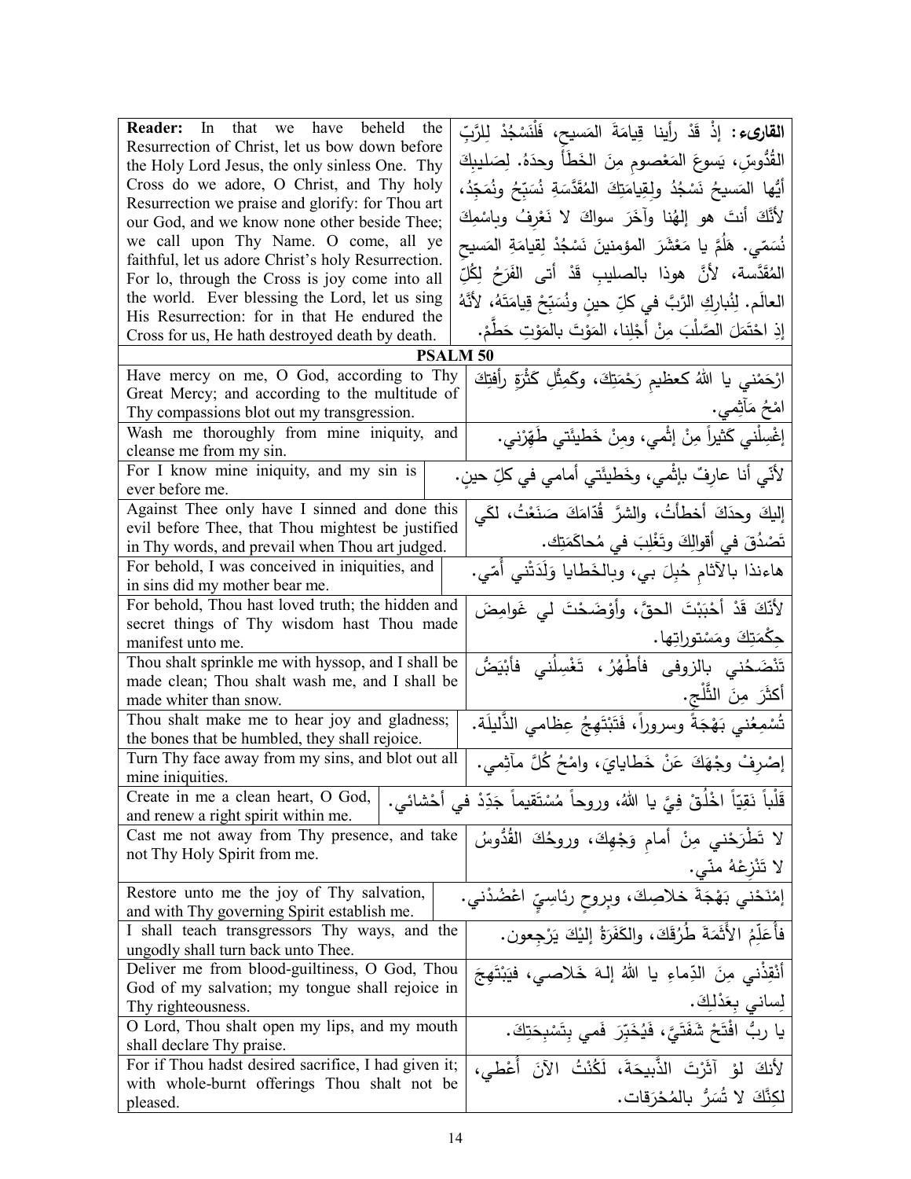| | |
|---|---|
| **Reader:** In that we have beheld the Resurrection of Christ, let us bow down before the Holy Lord Jesus, the only sinless One. Thy Cross do we adore, O Christ, and Thy holy Resurrection we praise and glorify: for Thou art our God, and we know none other beside Thee; we call upon Thy Name. O come, all ye faithful, let us adore Christ's holy Resurrection. For lo, through the Cross is joy come into all the world. Ever blessing the Lord, let us sing His Resurrection: for in that He endured the Cross for us, He hath destroyed death by death. | **القارىء:** إذْ قَدْ رأينا قِيامَةَ المَسيحِ، فَلْنَسْجُدْ لِلرَّبِّ القُدُّوسِ، يَسوعَ المَعْصومِ مِنَ الخَطَأ وحدَهُ. لِصَليبِكَ أيُّها المَسيحُ نَسْجُدُ ولِقِيامَتِكَ المُقَدَّسَةِ نُسَبِّحُ ونُمَجِّدُ، لأنَّكَ أنتَ هو إلهُنا وآخَرَ سِواكَ لا نَعْرِفُ وباسْمِكَ نُسَمّي. هَلُمَّ يا مَعْشَرَ المؤمنينَ نَسْجُدْ لِقيامَةِ المَسيحِ المُقَدَّسة، لأنَّ هوذا بالصليبِ قَدْ أتى الفَرَحُ لِكُلِّ العالَم. لِنُبارِكِ الرَّبَّ في كلِّ حينٍ ونُسَبِّحْ قِيامَتَهُ، لأنَّهُ إذِ احْتَمَلَ الصَّلْبَ مِنْ أجْلِنا، المَوْتَ بالمَوْتِ حَطَّمْ. |

## PSALM 50

| | |
|---|---|
| Have mercy on me, O God, according to Thy Great Mercy; and according to the multitude of Thy compassions blot out my transgression. | ارْحَمْني يا اللهُ كعظيمِ رَحْمَتِكَ، وكَمِثْلِ كَثْرَةِ رأفتِكَ امْحُ مَآثِمي. |
| Wash me thoroughly from mine iniquity, and cleanse me from my sin. | إغْسِلْني كَثيراً مِنْ إثْمي، ومِنْ خَطيئَتي طَهِّرْني. |
| For I know mine iniquity, and my sin is ever before me. | لأنّي أنا عارِفٌ بإثْمي، وخَطيئَتي أمامي في كلِّ حينٍ. |
| Against Thee only have I sinned and done this evil before Thee, that Thou mightest be justified in Thy words, and prevail when Thou art judged. | إليكَ وحدَكَ أخطأتُ، والشرَّ قُدّامَكَ صَنَعْتُ، لكَي تَصْدُقَ في أقوالِكَ وتَغْلِبَ في مُحاكَمَتِك. |
| For behold, I was conceived in iniquities, and in sins did my mother bear me. | هاءنذا بالآثامِ حُبِلَ بي، وبالخَطايا وَلَدَتْني أمّي. |
| For behold, Thou hast loved truth; the hidden and secret things of Thy wisdom hast Thou made manifest unto me. | لأنّكَ قَدْ أحْبَبْتَ الحقَّ، وأوْضَحْتَ لي غَوامِضَ حِكْمَتِكَ ومَسْتوراتِها. |
| Thou shalt sprinkle me with hyssop, and I shall be made clean; Thou shalt wash me, and I shall be made whiter than snow. | تَنْضَحُني بالزوفى فأطْهُرُ، تَغْسِلُني فأبْيَضُّ أكثَرَ مِنَ الثَّلْجِ. |
| Thou shalt make me to hear joy and gladness; the bones that be humbled, they shall rejoice. | تُسْمِعُني بَهْجَةً وسروراً، فَتَبْتَهِجُ عِظامي الذَّليلَة. |
| Turn Thy face away from my sins, and blot out all mine iniquities. | إصْرِفْ وجْهَكَ عَنْ خَطايايَ، وامْحُ كُلَّ مآثِمي. |
| Create in me a clean heart, O God, and renew a right spirit within me. | قَلْباً نَقِيّاً اخْلُقْ فِيَّ يا اللهُ، وروحاً مُسْتَقيماً جَدِّدْ في أحْشائي. |
| Cast me not away from Thy presence, and take not Thy Holy Spirit from me. | لا تَطْرَحْني مِنْ أمامِ وَجْهِكَ، وروحُكَ القُدُّوسُ لا تَنْزِعْهُ منّي. |
| Restore unto me the joy of Thy salvation, and with Thy governing Spirit establish me. | إمْنَحْني بَهْجَةَ خلاصِكَ، وبِروحٍ رئاسِيٍّ اعْضُدْني. |
| I shall teach transgressors Thy ways, and the ungodly shall turn back unto Thee. | فأُعَلِّمُ الأثَمَةَ طُرُقَكَ، والكَفَرَةُ إليْكَ يَرْجِعون. |
| Deliver me from blood-guiltiness, O God, Thou God of my salvation; my tongue shall rejoice in Thy righteousness. | أنْقِذْني مِنَ الدِّماءِ يا اللهُ إلهَ خَلاصي، فيَبْتَهِجَ لِساني بِعَدْلِكَ. |
| O Lord, Thou shalt open my lips, and my mouth shall declare Thy praise. | يا ربُّ افْتَحْ شَفَتَيَّ، فَيُخَبِّرَ فَمي بِتَسْبِحَتِكَ. |
| For if Thou hadst desired sacrifice, I had given it; with whole-burnt offerings Thou shalt not be pleased. | لأنكَ لوْ آثَرْتَ الذَّبيحَةَ، لَكُنْتُ الآنَ أُعْطي، لكِنَّكَ لا تُسَرُّ بالمُحْرَقات. |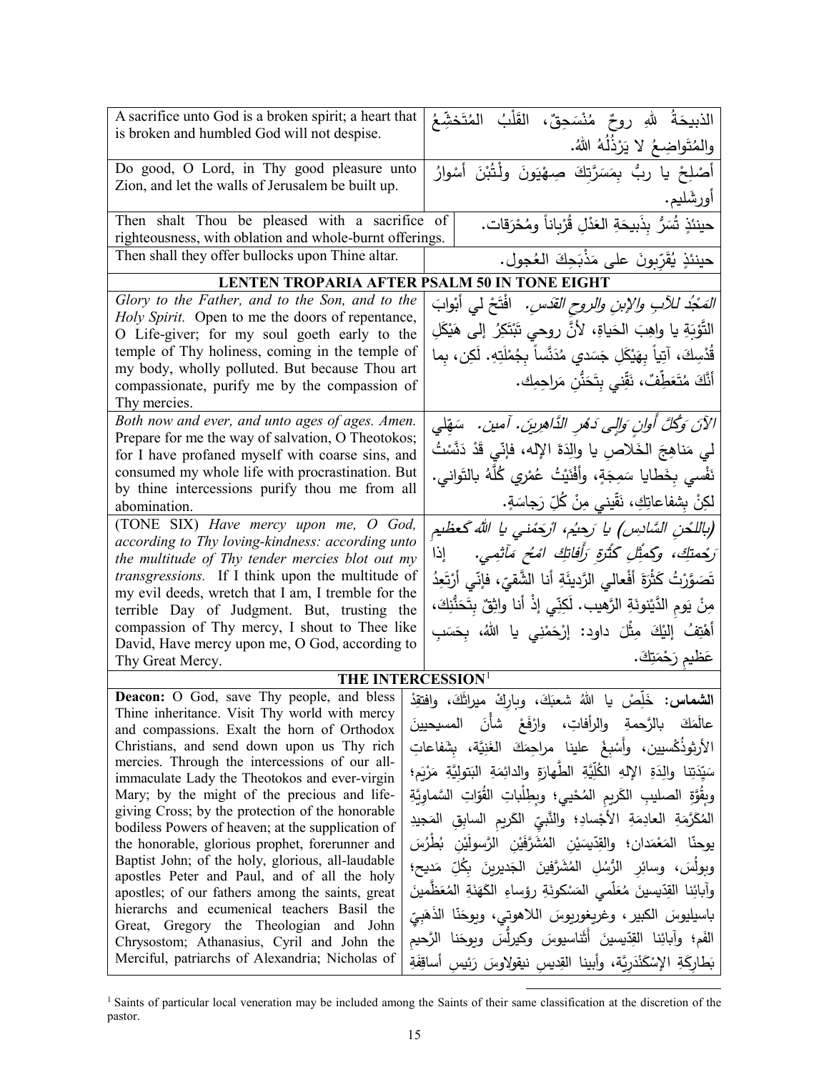| | |
|---|---|
| A sacrifice unto God is a broken spirit; a heart that is broken and humbled God will not despise. | الذبيحَةُ للهِ روحٌ مُنْسَحِقٌ، القَلْبُ المُتَخَشِّعُ والمُتَواضِعُ لا يَرْذُلُهُ اللهُ. |
| Do good, O Lord, in Thy good pleasure unto Zion, and let the walls of Jerusalem be built up. | أَصْلِحْ يا ربُّ بِمَسَرَّتِكَ صِهْيَونَ ولْتُبْنَ أسْوارُ أورشَليم. |
| Then shalt Thou be pleased with a sacrifice of righteousness, with oblation and whole-burnt offerings. | حينئذٍ تُسَرُّ بِذَبيحَةِ العَدْلِ قُرْباناً ومُحْرَقات. |
| Then shall they offer bullocks upon Thine altar. | حينئذٍ يُقَرِّبونَ على مَذْبَحِكَ العُجول. |

**LENTEN TROPARIA AFTER PSALM 50 IN TONE EIGHT**

| | |
|---|---|
| *Glory to the Father, and to the Son, and to the Holy Spirit.* Open to me the doors of repentance, O Life-giver; for my soul goeth early to the temple of Thy holiness, coming in the temple of my body, wholly polluted. But because Thou art compassionate, purify me by the compassion of Thy mercies. | *المَجْدُ للآبِ والإبنِ والروحِ القدس.* افْتَحْ لي أبْوابَ التَّوبَةِ يا واهِبَ الحَياةِ، لأنَّ روحي تَبْتَكِرُ إلى هَيْكَلِ قُدْسِكَ، آتِياً بِهَيْكَلِ جَسَدي مُدَنَّساً بِجُمْلَتِهِ. لَكِن، بِما أنَّكَ مُتَعَطِّفٌ، نَقِّني بِتَحَنُّنِ مَراحِمِك. |
| *Both now and ever, and unto ages of ages. Amen.* Prepare for me the way of salvation, O Theotokos; for I have profaned myself with coarse sins, and consumed my whole life with procrastination. But by thine intercessions purify thou me from all abomination. | *الآنَ وَكُلَّ أوانٍ وَإِلى دَهْرِ الدَّاهِرين. آمين.* سَهِّلي لي مَناهِجَ الخَلاصِ يا والِدَةَ الإله، فإنّي قَدْ دَنَّسْتُ نَفْسي بِخَطايا سَمِجَةٍ، وأفْنَيْتُ عُمْري كُلَّهُ بالتَواني. لكِنْ بِشفاعاتِكِ، نَقّيني مِنْ كُلِّ رَجاسَةٍ. |
| (TONE SIX) *Have mercy upon me, O God, according to Thy loving-kindness: according unto the multitude of Thy tender mercies blot out my transgressions.* If I think upon the multitude of my evil deeds, wretch that I am, I tremble for the terrible Day of Judgment. But, trusting the compassion of Thy mercy, I shout to Thee like David, Have mercy upon me, O God, according to Thy Great Mercy. | *(باللحْنِ السَّادِس) يا رَحيمُ، ارْحَمْني يا اللهُ كَعظيمِ رَحْمتِكَ، وكَمِثْلِ كَثْرَةِ رَأفاتِكَ امْحُ مَآثِمي.* إذا تَصَوَّرْتُ كَثْرَةَ أفْعالي الرَّديئَةِ أنا الشَّقيّ، فإنّي أرْتَعِدُ مِنْ يَومِ الدَّيْنونَةِ الرَّهيب. لَكِنّي إذْ أنا واثِقٌ بِتَحَنُّنِكَ، أهْتِفُ إليْكَ مِثْلَ داود: إرْحَمْني يا اللهُ، بِحَسَبِ عَظيمِ رَحْمَتِكَ. |

**THE INTERCESSION**[1]

| | |
|---|---|
| **Deacon:** O God, save Thy people, and bless Thine inheritance. Visit Thy world with mercy and compassions. Exalt the horn of Orthodox Christians, and send down upon us Thy rich mercies. Through the intercessions of our all-immaculate Lady the Theotokos and ever-virgin Mary; by the might of the precious and life-giving Cross; by the protection of the honorable bodiless Powers of heaven; at the supplication of the honorable, glorious prophet, forerunner and Baptist John; of the holy, glorious, all-laudable apostles Peter and Paul, and of all the holy apostles; of our fathers among the saints, great hierarchs and ecumenical teachers Basil the Great, Gregory the Theologian and John Chrysostom; Athanasius, Cyril and John the Merciful, patriarchs of Alexandria; Nicholas of | **الشماس:** خَلِّصْ يا اللهُ شعبَكَ، وبارِكْ ميراثَكَ، وافتقِدْ عالَمَكَ بالرَّحمةِ والرأفاتِ، وارْفَعْ شأْنَ المسيحيينَ الأرثوذُكْسيين، وأَسْبِغْ علينا مراحِمَكَ الغَنِيّة، بِشفاعاتِ سَيّدتِنا والِدَةِ الإلهِ الكُلِّيَّةِ الطَّهارَةِ والدائِمَةِ البَتوليَّةِ مَرْيَم؛ وبِقُوَّةِ الصليبِ الكَريمِ المُحْيي؛ وبِطِلْباتِ القُوّاتِ السَّماويَّةِ المُكَرَّمَةِ العادِمَةِ الأجْسادِ؛ والنَّبيِّ الكَريمِ السابِقِ المَجيدِ يوحنّا المَعْمَدان؛ والقِدّيسَيْنِ المُشَرَّفَيْنِ الرَّسولَيْنِ بُطْرُسَ وبولُسَ، وسائرِ الرُّسُلِ المُشَرَّفينَ الجَديرينَ بِكُلِّ مَديح؛ وآبائِنا القِدّيسينَ مُعَلِّمي المَسْكونَةِ رؤساءِ الكَهَنَةِ المُعَظَّمينَ باسيليوسَ الكبير، وغريغوريوسَ اللاهوتي، ويوحَنّا الذَهَبِيّ الفَم؛ وآبائِنا القِدّيسينَ أَثَناسيوسَ وكيرلُّسَ ويوحَنّا الرَّحيم بَطارِكَةِ الإسْكَنْدَرِيَّة، وأبينا القِديسِ نيقولاوسَ رَئيسِ أساقِفَةِ |

[1] Saints of particular local veneration may be included among the Saints of their same classification at the discretion of the pastor.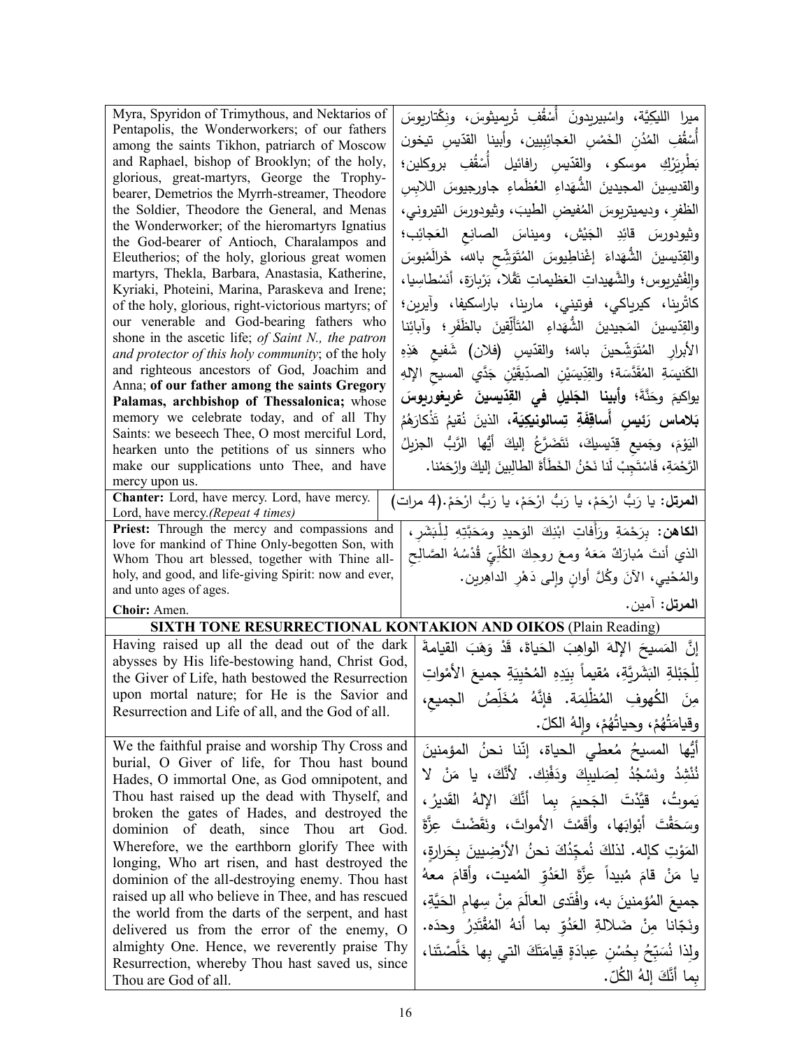| | |
|---|---|
| Myra, Spyridon of Trimythous, and Nektarios of Pentapolis, the Wonderworkers; of our fathers among the saints Tikhon, patriarch of Moscow and Raphael, bishop of Brooklyn; of the holy, glorious, great-martyrs, George the Trophy-bearer, Demetrios the Myrrh-streamer, Theodore the Soldier, Theodore the General, and Menas the Wonderworker; of the hieromartyrs Ignatius the God-bearer of Antioch, Charalampos and Eleutherios; of the holy, glorious great women martyrs, Thekla, Barbara, Anastasia, Katherine, Kyriaki, Photeini, Marina, Paraskeva and Irene; of the holy, glorious, right-victorious martyrs; of our venerable and God-bearing fathers who shone in the ascetic life; *of Saint N., the patron and protector of this holy community*; of the holy and righteous ancestors of God, Joachim and Anna; **of our father among the saints Gregory Palamas, archbishop of Thessalonica;** whose memory we celebrate today, and of all Thy Saints: we beseech Thee, O most merciful Lord, hearken unto the petitions of us sinners who make our supplications unto Thee, and have mercy upon us. | ميرا الليكيَّة، واسْبيريدونَ أَسْقُفِ تْريميثوسَ، ونِكْتاريوسَ أُسْقُفِ المُدُنِ الخَمْسِ العَجائِبِيين، وأبينا القدّيسِ تيخون بَطْرِيَرْكِ موسكو، والقدّيسِ رافائيل أُسْقُفِ بروكلين؛ والقديسينَ المجيدينَ الشُّهَداءِ العُظَماءِ جاورجيوسَ اللابِسِ الظفرِ، وديميتريوسَ المُفيضِ الطيبَ، وثيودورسَ التيروني، وثيودورسَ قائِدِ الجَيْش، وميناسَ الصانِعِ العَجائِب؛ والقدّيسينَ الشُّهَداءَ إغْناطِيوسَ المُتَوَشِّحِ بالله، خَرالَمْبوسَ وإلفْثيريوس؛ والشَّهيداتِ العَظيماتِ تقْلا، بَرْبارَة، أنَسْطاسِيا، كاثْرينا، كيرياكي، فوتيني، مارينا، باراسكيفا، وآيرين؛ والقِدّيسينَ المَجيدينَ الشُّهَداءِ المُتَأَلِّقينَ بالظَفَر؛ وآبائِنا الأبرارِ المُتَوَشِّحينَ بالله؛ والقدّيسِ (فلان) شَفيعِ هَذِهِ الكَنيسَةِ المُقَدَّسَة؛ والقِدّيسَيْنِ الصدّيقَيْنِ جَدَّي المسيحِ الإلهِ يواكيمَ وحَنَّةَ؛ **وأبينا الجَليلِ في القِدّيسينَ غريغوريوسَ بَلاماس رَئِيسِ أَساقِفَةِ تِسالونيكِيَة،** الذينَ نُقيمُ تَذْكارَهُمُ اليَوْمَ، وجَميعِ قِدّيسيكَ، نَتَضَرَّعُ إليكَ أيُّها الرَّبُّ الجزيلُ الرَّحْمَةِ، فاسْتَجِبْ لَنا نَحْنُ الخَطَأَةَ الطالِبينَ إليكَ وارْحَمْنا. |
| **Chanter:** Lord, have mercy. Lord, have mercy. Lord, have mercy.*(Repeat 4 times)* | **المرتل:** يا رَبُّ ارْحَمْ، يا رَبُّ ارْحَمْ، يا رَبُّ ارْحَمْ.(4 مرات) |
| **Priest:** Through the mercy and compassions and love for mankind of Thine Only-begotten Son, with Whom Thou art blessed, together with Thine all-holy, and good, and life-giving Spirit: now and ever, and unto ages of ages. | **الكاهن:** بِرَحْمَةِ ورَأَفاتِ ابْنِكَ الوَحيدِ ومَحَبَّتِهِ لِلْبَشَرِ، الذي أنتَ مُبارَكٌ مَعَهُ ومعَ روحِكَ الكُلِّيِّ قُدْسُهُ الصَّالِحِ والمُحْيي، الآنَ وكُلَّ أوانٍ وإلى دَهْرِ الداهِرين. |
| **Choir:** Amen. | **المرتل:** آمين. |

**SIXTH TONE RESURRECTIONAL KONTAKION AND OIKOS** (Plain Reading)

| | |
|---|---|
| Having raised up all the dead out of the dark abysses by His life-bestowing hand, Christ God, the Giver of Life, hath bestowed the Resurrection upon mortal nature; for He is the Savior and Resurrection and Life of all, and the God of all. | إنَّ المَسيحَ الإلهَ الواهِبَ الحَياةَ، قَدْ وَهَبَ القيامةَ لِلْجَبْلةِ البَشَرِيَّة، مُقيماً بِيَدِهِ المُحْيِيَةِ جميعَ الأمْواتِ مِنَ الكُهوفِ المُظْلِمَة. فإنَّهُ مُخَلِّصُ الجميعِ، وقيامَتُهُمْ، وحياتُهُمْ، وإلهُ الكلّ. |
| We the faithful praise and worship Thy Cross and burial, O Giver of life, for Thou hast bound Hades, O immortal One, as God omnipotent, and Thou hast raised up the dead with Thyself, and broken the gates of Hades, and destroyed the dominion of death, since Thou art God. Wherefore, we the earthborn glorify Thee with longing, Who art risen, and hast destroyed the dominion of the all-destroying enemy. Thou hast raised up all who believe in Thee, and has rescued the world from the darts of the serpent, and hast delivered us from the error of the enemy, O almighty One. Hence, we reverently praise Thy Resurrection, whereby Thou hast saved us, since Thou are God of all. | أيُّها المسيحُ مُعطي الحياة، إنّنا نحنُ المؤمنينَ نُنْشِدُ ونَسْجُدُ لِصَليبِكَ ودَفْنِك. لأنَّكَ، يا مَنْ لا يَموتُ، قيَّدْتَ الجَحيمَ بما أنَّكَ الإلهُ القَديرُ، وسَحَقْتَ أبْوابَها، وأقَمْتَ الأمواتَ، ونَقَضْتَ عِزَّةَ المَوْتِ كإله. لذلكَ نُمَجِّدُكَ نحنُ الأرْضِيينَ بِحَرارةٍ، يا مَنْ قامَ مُبيداً عِزَّةَ العَدُوِّ المُميت، وأقامَ معهُ جميعَ المُؤمنينَ به، وافْتَدى العالَمَ مِنْ سِهامِ الحَيَّةِ، ونَجّانا مِنْ ضَلالةِ العَدُوِّ بما أنهُ المُقْتَدِرُ وحدَه. ولِذا نُسَبِّحُ بِحُسْنِ عِبادَةٍ قِيامَتَكَ التي بِها خَلَّصْتَنا، بِما أنَّكَ إلهُ الكُلّ. |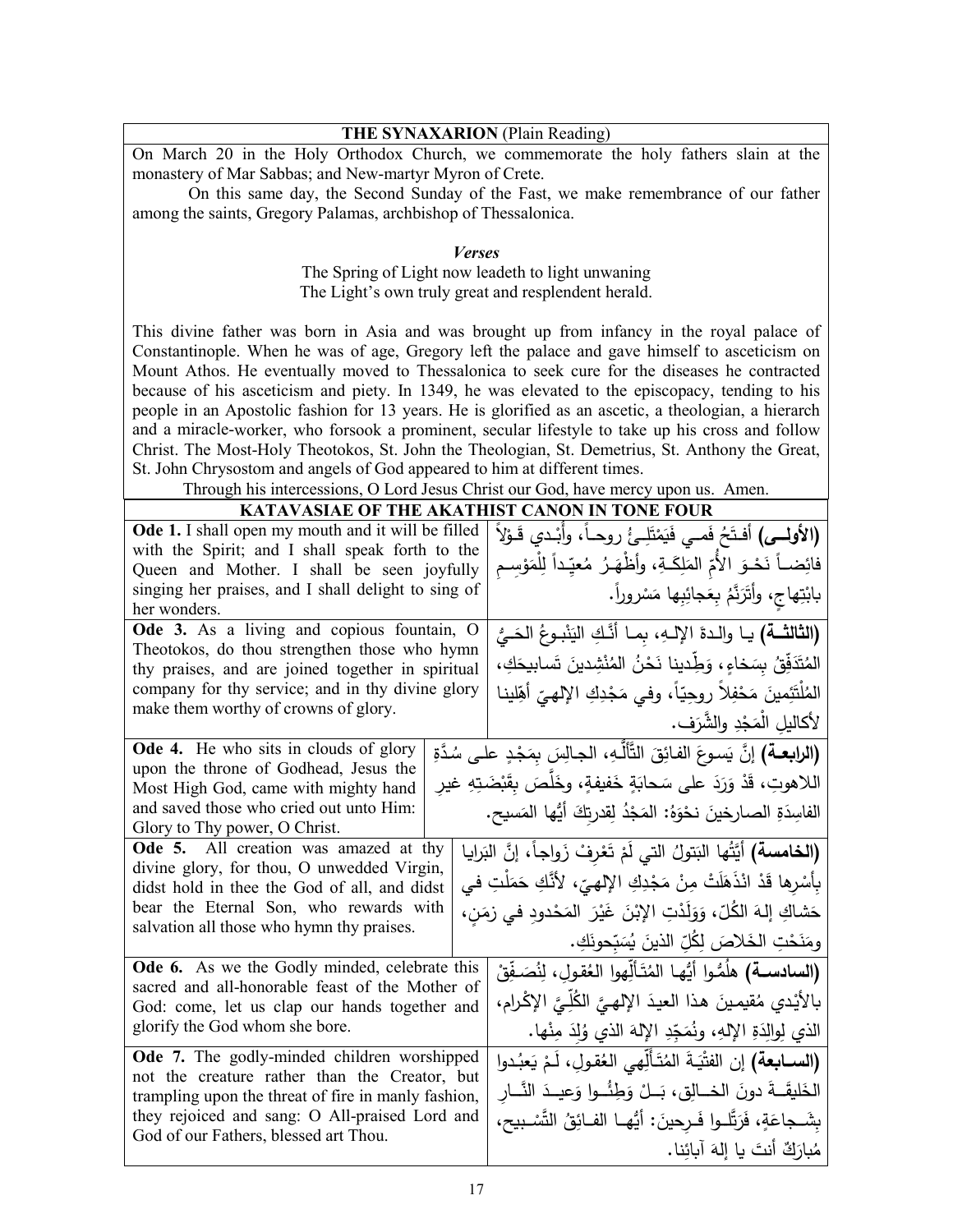## THE SYNAXARION (Plain Reading)

On March 20 in the Holy Orthodox Church, we commemorate the holy fathers slain at the monastery of Mar Sabbas; and New-martyr Myron of Crete.

On this same day, the Second Sunday of the Fast, we make remembrance of our father among the saints, Gregory Palamas, archbishop of Thessalonica.

***Verses***

The Spring of Light now leadeth to light unwaning
The Light's own truly great and resplendent herald.

This divine father was born in Asia and was brought up from infancy in the royal palace of Constantinople. When he was of age, Gregory left the palace and gave himself to asceticism on Mount Athos. He eventually moved to Thessalonica to seek cure for the diseases he contracted because of his asceticism and piety. In 1349, he was elevated to the episcopacy, tending to his people in an Apostolic fashion for 13 years. He is glorified as an ascetic, a theologian, a hierarch and a miracle-worker, who forsook a prominent, secular lifestyle to take up his cross and follow Christ. The Most-Holy Theotokos, St. John the Theologian, St. Demetrius, St. Anthony the Great, St. John Chrysostom and angels of God appeared to him at different times.

Through his intercessions, O Lord Jesus Christ our God, have mercy upon us. Amen.

## KATAVASIAE OF THE AKATHIST CANON IN TONE FOUR

| | |
|---|---|
| **Ode 1.** I shall open my mouth and it will be filled with the Spirit; and I shall speak forth to the Queen and Mother. I shall be seen joyfully singing her praises, and I shall delight to sing of her wonders. | **(الأولى)** أفتَحُ فَمي فَيَمْتَلِئُ روحاً، وأُبْدي قَوْلاً فائِضاً نَحْوَ الأُمِّ المَلِكَةِ، وأظْهَرُ مُعيِّداً لِلْمَوْسِمِ بابْتِهاجٍ، وأتَرَنَّمُ بِعَجائِبِها مَسْروراً. |
| **Ode 3.** As a living and copious fountain, O Theotokos, do thou strengthen those who hymn thy praises, and are joined together in spiritual company for thy service; and in thy divine glory make them worthy of crowns of glory. | **(الثالثة)** يا والِدةَ الإلهِ، بِما أنَّكِ اليَنْبوعُ الحَيُّ المُتَدَفِّقُ بِسَخاءٍ، وَطِّدينا نَحْنُ المُنْشِدينَ تَسابيحَكِ، المُلْتَئِمينَ مَحْفِلاً روحِيّاً، وفي مَجْدِكِ الإلهيِّ أهِّلينا لأكاليلِ المَجْدِ والشَّرَف. |
| **Ode 4.** He who sits in clouds of glory upon the throne of Godhead, Jesus the Most High God, came with mighty hand and saved those who cried out unto Him: Glory to Thy power, O Christ. | **(الرابعة)** إنَّ يَسوعَ الفائِقَ التَّألُّهِ، الجالِسَ بِمَجْدٍ على سُدَّةِ اللاهوتِ، قَدْ وَرَدَ على سَحابَةٍ خَفيفةٍ، وخَلَّصَ بِقَبْضَتِهِ غيرِ الفاسِدَةِ الصارخينَ نحْوَهُ: المَجْدُ لِقدرتِكَ أيُّها المَسيح. |
| **Ode 5.** All creation was amazed at thy divine glory, for thou, O unwedded Virgin, didst hold in thee the God of all, and didst bear the Eternal Son, who rewards with salvation all those who hymn thy praises. | **(الخامسة)** أيَّتُها البَتولُ التي لَمْ تَعْرِفْ زَواجاً، إنَّ البَرايا بِأسْرِها قَدْ انْذَهَلَتْ مِنْ مَجْدِكِ الإلهيّ، لأنَّكِ حَمَلْتِ في حَشاكِ إلهَ الكُلّ، وَوَلَدْتِ الإبْنَ غَيْرَ المَحْدودِ في زَمَنٍ، ومَنَحْتِ الخَلاصَ لِكُلِّ الذينَ يُسَبِّحونَكِ. |
| **Ode 6.** As we the Godly minded, celebrate this sacred and all-honorable feast of the Mother of God: come, let us clap our hands together and glorify the God whom she bore. | **(السادسة)** هلُمُّوا أيُّها المُتَألِّهوا العُقولِ، لِنُصَفِّقْ بالأيْدي مُقيمينَ هذا العيدَ الإلهيَّ الكُلِّيَّ الإكْرام، الذي لِوالِدَةِ الإلهِ، ونُمَجِّدِ الإلهَ الذي وُلِدَ مِنْها. |
| **Ode 7.** The godly-minded children worshipped not the creature rather than the Creator, but trampling upon the threat of fire in manly fashion, they rejoiced and sang: O All-praised Lord and God of our Fathers, blessed art Thou. | **(السابعة)** إن الفتْيَةَ المُتَألِّهي العُقولِ، لَمْ يَعبُدوا الخَليقَةَ دونَ الخالِقِ، بَلْ وَطِئُوا وَعيدَ النَّارِ بِشَجاعَةٍ، فَرَتَّلوا فَرِحينَ: أيُّها الفائِقُ التَّسْبيح، مُبارَكٌ أنتَ يا إلهَ آبائِنا. |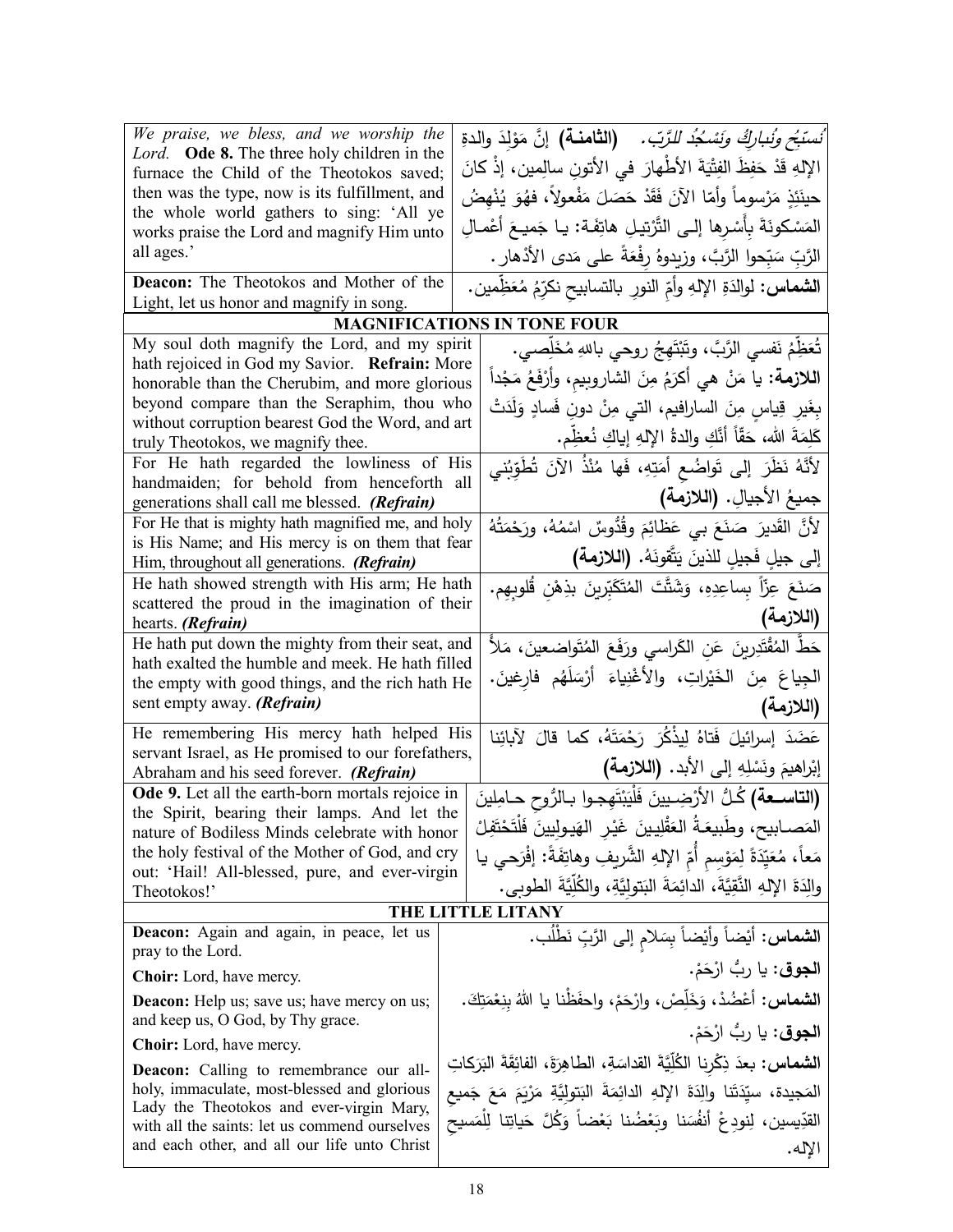| | |
|---|---|
| *We praise, we bless, and we worship the Lord.* **Ode 8.** The three holy children in the furnace the Child of the Theotokos saved; then was the type, now is its fulfillment, and the whole world gathers to sing: 'All ye works praise the Lord and magnify Him unto all ages.' | *نُسَبِّحُ وُنُبارِكُ وَنَسْجُدُ للرَّبّ.* **(الثامنة)** إنَّ مَوْلِدَ والدةِ الإلهِ قَدْ حَفِظَ الفِتْيَةَ الأطْهارَ في الأتونِ سالمين، إذْ كانَ حينَئِذٍ مَرْسوماً وأمّا الآنَ فَقَدْ حَصَلَ مَفْعولاً، فهُوَ يُنْهِضُ المَسْكونَةَ بِأَسْرِها إلى التَّرْتيلِ هاتِفَةً: يا جَميعَ أعْمالِ الرَّبِّ سَبِّحوا الرَّبَّ، وزيدوهُ رِفْعَةً على مَدى الأدْهار. |
| **Deacon:** The Theotokos and Mother of the Light, let us honor and magnify in song. | **الشماس:** لوالدَةِ الإلهِ وأمِّ النورِ بالتسابيحِ نكرِّمُ مُعَظِّمين. |

## MAGNIFICATIONS IN TONE FOUR

| | |
|---|---|
| My soul doth magnify the Lord, and my spirit hath rejoiced in God my Savior. **Refrain:** More honorable than the Cherubim, and more glorious beyond compare than the Seraphim, thou who without corruption bearest God the Word, and art truly Theotokos, we magnify thee. | تُعَظِّمُ نَفسي الرَّبَّ، وتَبْتَهِجُ روحي باللهِ مُخَلِّصي. **اللازمة:** يا مَنْ هي أكرَمُ مِنَ الشاروبيم، وأرْفَعُ مَجْداً بِغَيرِ قِياسٍ مِنَ السارافيم، التي مِنْ دونِ فَسادٍ وَلَدَتْ كَلِمَةَ الله، حَقّاً أنَّكِ والدةُ الإلهِ إياكِ نُعظِّم. |
| For He hath regarded the lowliness of His handmaiden; for behold from henceforth all generations shall call me blessed. ***(Refrain)*** | لأنَّهُ نَظَرَ إلى تَواضُعِ أمَتِهِ، فَها مُنْذُ الآنَ تُطَوِّبُني جميعُ الأجيالِ. **(اللازمة)** |
| For He that is mighty hath magnified me, and holy is His Name; and His mercy is on them that fear Him, throughout all generations. ***(Refrain)*** | لأنَّ القَديرَ صَنَعَ بي عَظائِمَ وقُدُّوسٌ اسْمُهُ، ورَحْمَتُهُ إلى جيلٍ فَجيلٍ للذينَ يَتَّقونَهُ. **(اللازمة)** |
| He hath showed strength with His arm; He hath scattered the proud in the imagination of their hearts. ***(Refrain)*** | صَنَعَ عِزّاً بِساعِدِهِ، وَشَتَّتَ المُتَكَبِّرينَ بذِهْنِ قُلوبِهِم. **(اللازمة)** |
| He hath put down the mighty from their seat, and hath exalted the humble and meek. He hath filled the empty with good things, and the rich hath He sent empty away. ***(Refrain)*** | حَطَّ المُقْتَدِرينَ عَنِ الكَراسي ورَفَعَ المُتَواضعينَ، مَلأَ الجِياعَ مِنَ الخَيْراتِ، والأَغْنِياءَ أرْسَلَهُم فارِغينَ. **(اللازمة)** |
| He remembering His mercy hath helped His servant Israel, as He promised to our forefathers, Abraham and his seed forever. ***(Refrain)*** | عَضَدَ إسرائيلَ فَتاهُ لِيذْكُرَ رَحْمَتَهُ، كما قالَ لآبائِنا إبْراهيمَ ونَسْلِهِ إلى الأبد. **(اللازمة)** |
| **Ode 9.** Let all the earth-born mortals rejoice in the Spirit, bearing their lamps. And let the nature of Bodiless Minds celebrate with honor the holy festival of the Mother of God, and cry out: 'Hail! All-blessed, pure, and ever-virgin Theotokos!' | **(التاسعة)** كُلُّ الأرْضِيينَ فَلْيَبْتَهِجوا بالرُّوحِ حامِلينَ المَصابيحِ، وطَبيعَةُ العَقْليينَ غَيْرِ الهَيولِيينَ فَلْتَحْتَفِلْ مَعاً، مُعَيِّدَةً لِمَوْسِمِ أُمِّ الإلهِ الشَّريفِ وهاتِفَةً: إفْرَحي يا والِدَةَ الإلهِ النَّقِيَّةَ، الدائِمَةَ البَتولِيَّةِ، والكُلِّيَّةَ الطوبى. |

## THE LITTLE LITANY

| | |
|---|---|
| **Deacon:** Again and again, in peace, let us pray to the Lord. | **الشماس:** أيْضاً وأيْضاً بِسَلامٍ إلى الرَّبِّ نَطْلُب. |
| **Choir:** Lord, have mercy. | **الجوق:** يا ربُّ ارْحَمْ. |
| **Deacon:** Help us; save us; have mercy on us; and keep us, O God, by Thy grace. | **الشماس:** أعْضُدْ، وَخَلِّصْ، وارْحَمْ، واحفَظْنا يا اللهُ بِنِعْمَتِكَ. |
| **Choir:** Lord, have mercy. | **الجوق:** يا ربُّ ارْحَمْ. |
| **Deacon:** Calling to remembrance our all-holy, immaculate, most-blessed and glorious Lady the Theotokos and ever-virgin Mary, with all the saints: let us commend ourselves and each other, and all our life unto Christ | **الشماس:** بعدَ ذِكْرِنا الكُلِّيَّةَ القداسَةِ، الطاهِرَةَ، الفائِقَةَ البَرَكاتِ المَجيدة، سيِّدَتَنا والِدَةَ الإلهِ الدائِمَةَ البَتولِيَّةِ مَرْيَمَ مَعَ جَميعِ القدّيسين، لِنودِعْ أنفُسَنا وبَعْضُنا بَعْضاً وَكُلَّ حَياتِنا لِلْمَسيحِ الإله. |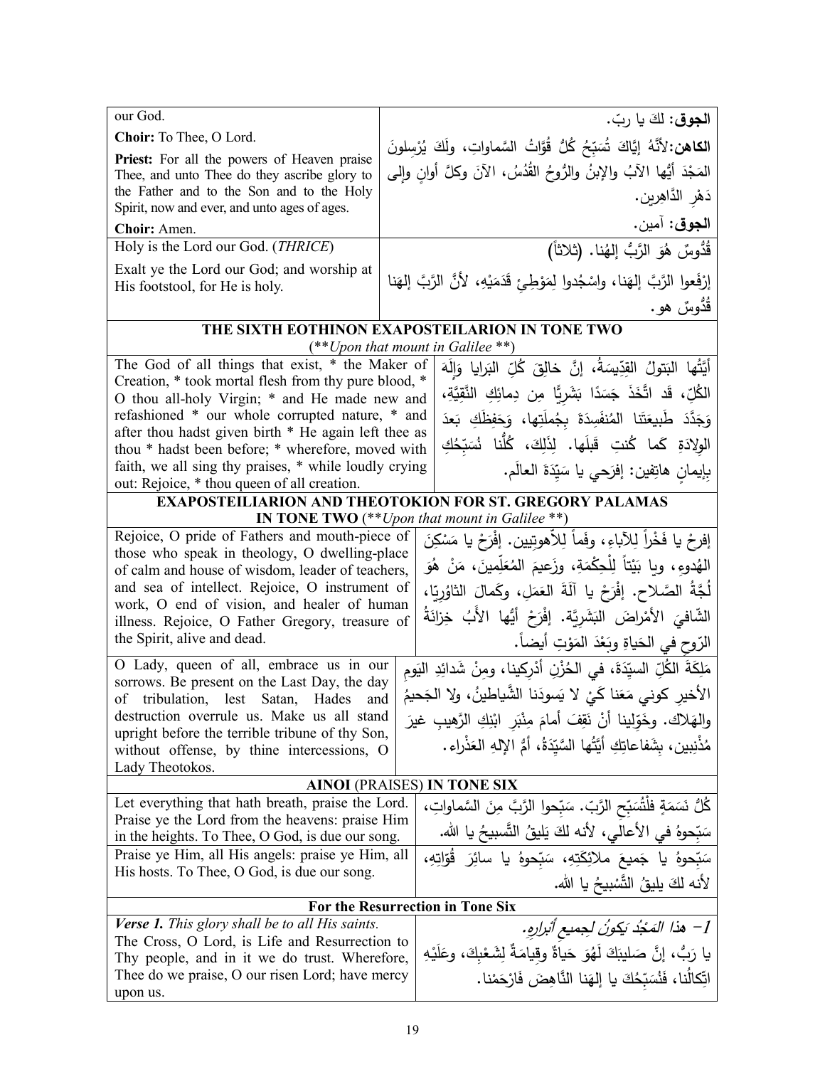| | |
|---|---|
| our God. | **الجوق:** لكَ يا ربّ. |
| **Choir:** To Thee, O Lord. **Priest:** For all the powers of Heaven praise Thee, and unto Thee do they ascribe glory to the Father and to the Son and to the Holy Spirit, now and ever, and unto ages of ages. **Choir:** Amen. | **الكاهن:**لأنَّهُ إيَّاكَ تُسَبِّحُ كُلُّ قُوَّاتُ السَّماواتِ، ولَكَ يُرْسِلونَ المَجْدَ أيُّها الآبُ والإبنُ والرُّوحُ القُدُسُ، الآنَ وكلَّ أوانٍ وإلى دَهْرِ الدَّاهِرين. **الجوق:** آمين. |
| Holy is the Lord our God. (*THRICE*) Exalt ye the Lord our God; and worship at His footstool, for He is holy. | قُدُّوسٌ هُوَ الرَّبُّ إلهُنا. (ثلاثاً) إرْفَعوا الرَّبَّ إلهَنا، واسْجُدوا لِمَوْطِئِ قَدَمَيْهِ، لأنَّ الرَّبَّ إلهَنا قُدُّوسٌ هو. |

**THE SIXTH EOTHINON EXAPOSTEILARION IN TONE TWO**
(***Upon that mount in Galilee* **)

| | |
|---|---|
| The God of all things that exist, * the Maker of Creation, * took mortal flesh from thy pure blood, * O thou all-holy Virgin; * and He made new and refashioned * our whole corrupted nature, * and after thou hadst given birth * He again left thee as thou * hadst been before; * wherefore, moved with faith, we all sing thy praises, * while loudly crying out: Rejoice, * thou queen of all creation. | أيَّتُها البَتولُ القِدّيسَةُ، إنَّ خالِقَ كُلِّ البَرايا وَإلَهَ الكُلِّ، قَد اتَّخَذَ جَسَدًا بَشَرِيًّا مِن دِمائِكِ النَّقِيَّةِ، وَجَدَّدَ طَبيعَتَنا المُنفَسِدَةَ بِجُملَتِها، وَحَفِظَكِ بَعدَ الوِلادَةِ كَما كُنتِ قَبلَها. لِذَلِكَ، كُلُّنا نُسَبِّحُكِ بِإيمانٍ هاتِفين: إفرَحي يا سَيِّدَةَ العالَم. |

**EXAPOSTEILIARION AND THEOTOKION FOR ST. GREGORY PALAMAS IN TONE TWO** (***Upon that mount in Galilee* **)

| | |
|---|---|
| Rejoice, O pride of Fathers and mouth-piece of those who speak in theology, O dwelling-place of calm and house of wisdom, leader of teachers, and sea of intellect. Rejoice, O instrument of work, O end of vision, and healer of human illness. Rejoice, O Father Gregory, treasure of the Spirit, alive and dead. | إفرحْ يا فَخْراً لِلآباءِ، وفَماً لِلاّهوتِيين. إفْرَحْ يا مَسْكِنَ الهُدوءِ، ويا بَيْتاً لِلْحِكْمَةِ، وزَعيمَ المُعَلِّمينَ، مَنْ هُوَ لُجَّةُ الصَّلاح. إفْرَحْ يا آلَةَ العَمَلِ، وكَمالَ الثاوُرِيا، الشّافِيَ الأمْراضَ البَشَرِيَّة. إفْرَحْ أيُّها الأَبُ خِزانَةُ الرّوحِ في الحَياةِ وبَعْدَ المَوْتِ أيضاً. |
| O Lady, queen of all, embrace us in our sorrows. Be present on the Last Day, the day of tribulation, lest Satan, Hades and destruction overrule us. Make us all stand upright before the terrible tribune of thy Son, without offense, by thine intercessions, O Lady Theotokos. | مَلِكَةَ الكُلِّ السيِّدَةَ، في الحُزْنِ أدْرِكينا، ومِنْ شَدائِدِ اليَومِ الأخير كوني مَعَنا كَيْ لا يَسودَنا الشَّياطينُ، ولا الجَحيمُ والهَلاك. وخَوِّلينا أنْ نَقِفَ أمامَ مِنْبَرِ ابْنِكِ الرَّهيبِ غيرَ مُذْنِبين، بِشَفاعاتِكِ أيَّتُها السَّيِّدَةُ، أمُّ الإلهِ العَذْراء. |

**AINOI** (PRAISES) **IN TONE SIX**

| | |
|---|---|
| Let everything that hath breath, praise the Lord. Praise ye the Lord from the heavens: praise Him in the heights. To Thee, O God, is due our song. | كُلُّ نَسَمَةٍ فلْتُسَبِّحِ الرَّبّ. سَبِّحوا الرَّبَّ مِنَ السَّماواتِ، سَبِّحوهُ في الأعالي، لأنه لكَ يَليقُ التَّسبيحُ يا الله. |
| Praise ye Him, all His angels: praise ye Him, all His hosts. To Thee, O God, is due our song. | سَبِّحوهُ يا جَميعَ ملائِكَتِهِ، سَبِّحوهُ يا سائِرَ قُوّاتِهِ، لأنه لكَ يليقُ التَّسْبيحُ يا الله. |

**For the Resurrection in Tone Six**

| | |
|---|---|
| ***Verse 1.*** *This glory shall be to all His saints.* The Cross, O Lord, is Life and Resurrection to Thy people, and in it we do trust. Wherefore, Thee do we praise, O our risen Lord; have mercy upon us. | *1– هذا المَجْدُ يَكونُ لجميعِ أبرارِه.* يا رَبُّ، إنَّ صَليبَكَ لَهُوَ حَياةٌ وقيامَةٌ لِشَعْبِكَ، وعَلَيْهِ اتِّكالُنا، فنُسَبِّحُكَ يا إلهَنا النَّاهِضَ فَارْحَمْنا. |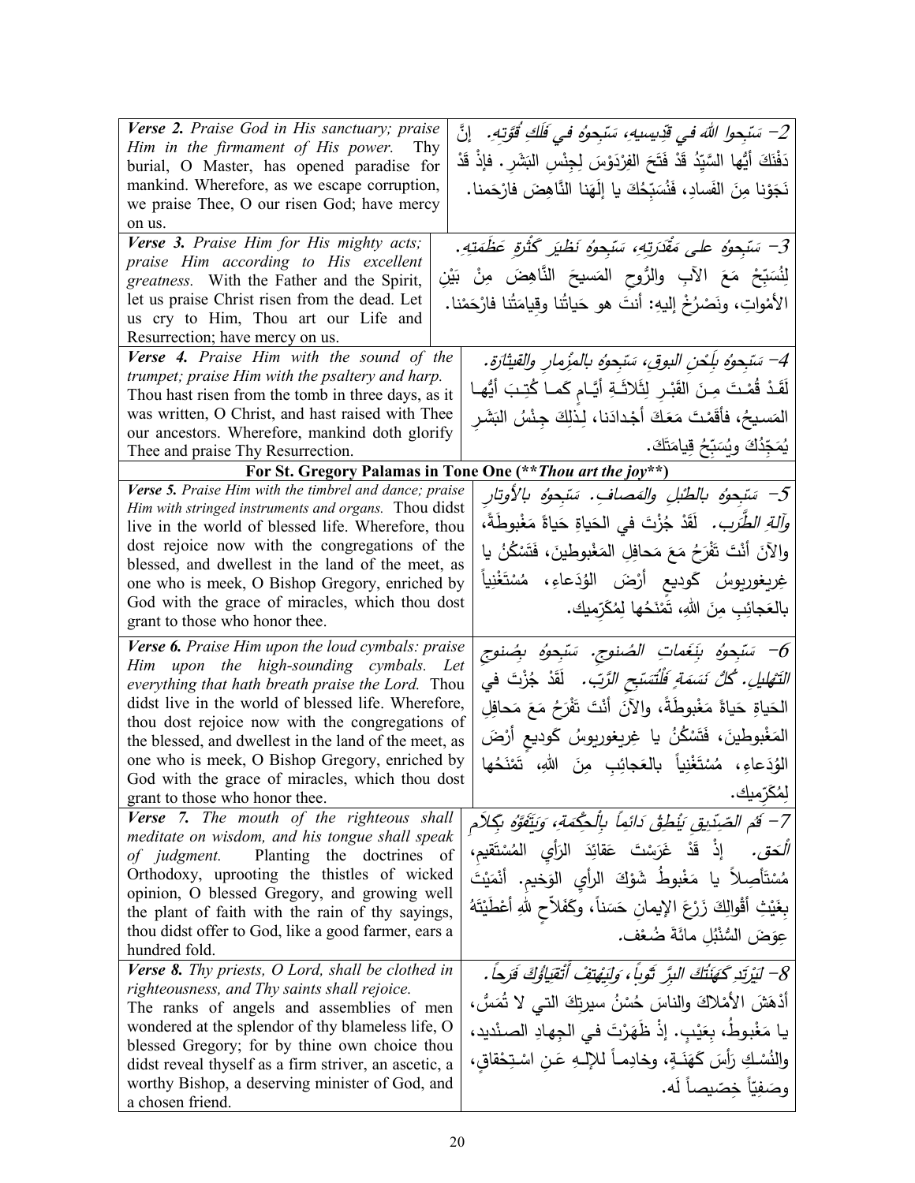| English | Arabic |
|---|---|
| ***Verse 2.*** *Praise God in His sanctuary; praise Him in the firmament of His power.* Thy burial, O Master, has opened paradise for mankind. Wherefore, as we escape corruption, we praise Thee, O our risen God; have mercy on us. | *2– سَبِّحوا اللهَ في قِدّيسيهِ، سَبِّحوهُ في فَلَكِ قُوَّتِهِ.* إنَّ دَفْنَكَ أيُّها السَّيِّدُ قَدْ فَتَحَ الفِرْدَوْسَ لِجِنْسِ البَشَرِ. فإذْ قَدْ نَجَوْنا مِنَ الفَسادِ، فَنُسَبِّحُكَ يا إلَهَنا النَّاهِضَ فارْحَمنا. |
| ***Verse 3.*** *Praise Him for His mighty acts; praise Him according to His excellent greatness.* With the Father and the Spirit, let us praise Christ risen from the dead. Let us cry to Him, Thou art our Life and Resurrection; have mercy on us. | *3– سَبِّحوهُ على مَقْدَرَتِهِ، سَبِّحوهُ نَظيرَ كَثْرَةِ عَظَمَتِهِ.* لِنُسَبِّحْ مَعَ الآبِ والرُّوحِ المَسيحَ النَّاهِضَ مِنْ بَيْنِ الأمْواتِ، ونَصْرُخْ إليهِ: أنتَ هو حَياتُنا وقِيامَتُنا فارْحَمْنا. |
| ***Verse 4.*** *Praise Him with the sound of the trumpet; praise Him with the psaltery and harp.* Thou hast risen from the tomb in three days, as it was written, O Christ, and hast raised with Thee our ancestors. Wherefore, mankind doth glorify Thee and praise Thy Resurrection. | *4– سَبِّحوهُ بِلَحْنِ البوقِ، سَبِّحوهُ بالمِزْمارِ والقيثارَةِ.* لَقَدْ قُمْتَ مِنَ القَبْرِ لِثَلاثَةِ أيَّامٍ كَما كُتِبَ أيُّها المَسيحُ، فأقَمْتَ مَعَكَ أجْدادَنا، لِذَلِكَ جِنْسُ البَشَرِ يُمَجِّدُكَ ويُسَبِّحُ قِيامَتَكَ. |
| **For St. Gregory Palamas in Tone One (*\*\*Thou art the joy\*\**)** | |
| ***Verse 5.*** *Praise Him with the timbrel and dance; praise Him with stringed instruments and organs.* Thou didst live in the world of blessed life. Wherefore, thou dost rejoice now with the congregations of the blessed, and dwellest in the land of the meet, as one who is meek, O Bishop Gregory, enriched by God with the grace of miracles, which thou dost grant to those who honor thee. | *5– سَبِّحوهُ بالطُّبْلِ والمَصافِ. سَبِّحوهُ بالأوتارِ وآلةِ الطَّرَبِ.* لَقَدْ جُزْتَ في الحَياةِ حَياةً مَغْبوطَةً، والآنَ أنْتَ تَفْرَحُ مَعَ مَحافِلِ المَغْبوطينَ، فَتَسْكُنُ يا غِريغوريوسُ كَوديعٍ أرْضَ الوُدَعاءِ، مُسْتَغْنِياً بالعَجائِبِ مِنَ اللهِ، تَمْنَحُها لِمُكَرِّميك. |
| ***Verse 6.*** *Praise Him upon the loud cymbals: praise Him upon the high-sounding cymbals. Let everything that hath breath praise the Lord.* Thou didst live in the world of blessed life. Wherefore, thou dost rejoice now with the congregations of the blessed, and dwellest in the land of the meet, as one who is meek, O Bishop Gregory, enriched by God with the grace of miracles, which thou dost grant to those who honor thee. | *6– سَبِّحوهُ بِنَغَماتِ الصُنوجِ. سَبِّحوهُ بِصُنوجِ التَّهْليلِ. كُلُّ نَسَمَةٍ فَلْتُسَبِّحِ الرَّبَّ.* لَقَدْ جُزْتَ في الحَياةِ حَياةً مَغْبوطَةً، والآنَ أنْتَ تَفْرَحُ مَعَ مَحافِلِ المَغْبوطينَ، فَتَسْكُنُ يا غِريغوريوسُ كَوديعٍ أرْضَ الوُدَعاءِ، مُسْتَغْنِياً بالعَجائِبِ مِنَ اللهِ، تَمْنَحُها لِمُكَرِّميك. |
| ***Verse 7.*** *The mouth of the righteous shall meditate on wisdom, and his tongue shall speak of judgment.* Planting the doctrines of Orthodoxy, uprooting the thistles of wicked opinion, O blessed Gregory, and growing well the plant of faith with the rain of thy sayings, thou didst offer to God, like a good farmer, ears a hundred fold. | *7– فَمُ الصِدّيقِ يَنْطِقُ دائماً بِالْحِكْمَةِ، وَيَتَفَوَّهُ بِكَلامِ الْحَقِ.* إذْ قَدْ غَرَسْتَ عَقائِدَ الرَّأيِ المُسْتَقيمِ، مُسْتَأصِلاً يا مَغْبوطُ شَوْكَ الرأيِ الوَخيمِ. أنْمَيْتَ بِغَيْثِ أقْوالِكَ زَرْعَ الإيمانِ حَسَناً، وكَفَلاّحٍ للهِ أعْطَيْتَهُ عِوَضَ السُّنْبُلِ مائَةَ ضُعْف. |
| ***Verse 8.*** *Thy priests, O Lord, shall be clothed in righteousness, and Thy saints shall rejoice.* The ranks of angels and assemblies of men wondered at the splendor of thy blameless life, O blessed Gregory; for by thine own choice thou didst reveal thyself as a firm striver, an ascetic, a worthy Bishop, a deserving minister of God, and a chosen friend. | *8– لِيَرْتَدِ كَهَنَتُكَ البِرَّ ثَوباً، وَلِيَهْتِفْ أتْقِياؤُكَ فَرَحاً.* أدْهَشَ الأمْلاكَ والناسَ حُسْنُ سيرتِكَ التي لا تُمَسُّ، يا مَغْبوطُ، بِعَيْبٍ. إذْ ظَهَرْتَ في الجِهادِ الصِنْديدِ، والنُسْكِ رَأسَ كَهَنَةٍ، وخادِماً للإلـهِ عَنِ اسْتِحْقاقٍ، وصَفِيّاً خِصّيصاً لَه. |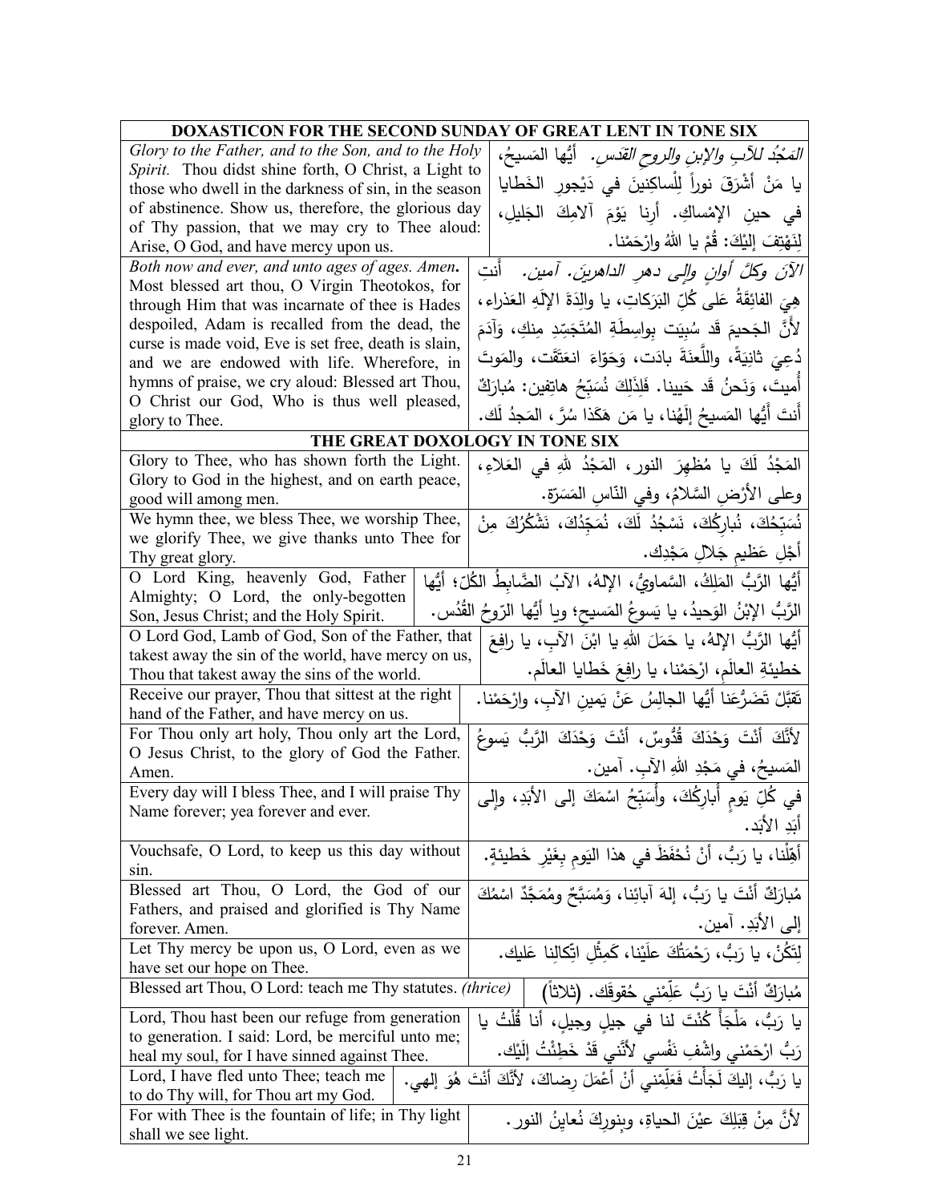| DOXASTICON FOR THE SECOND SUNDAY OF GREAT LENT IN TONE SIX | |
|---|---|
| *Glory to the Father, and to the Son, and to the Holy Spirit.* Thou didst shine forth, O Christ, a Light to those who dwell in the darkness of sin, in the season of abstinence. Show us, therefore, the glorious day of Thy passion, that we may cry to Thee aloud: Arise, O God, and have mercy upon us. | *المَجْدُ للآبِ والإبنِ والروحِ القدسِ.* أيُّها المَسيحُ، يا مَنْ أشْرَقَ نوراً لِلْساكِنينَ في دَيْجورِ الخَطايا في حينِ الإمْساكِ. أرِنا يَوْمَ آلامِكَ الجَليلِ، لِنَهْتِفَ إليْكَ: قُمْ يا اللهُ وارْحَمْنا. |
| *Both now and ever, and unto ages of ages. Amen.* Most blessed art thou, O Virgin Theotokos, for through Him that was incarnate of thee is Hades despoiled, Adam is recalled from the dead, the curse is made void, Eve is set free, death is slain, and we are endowed with life. Wherefore, in hymns of praise, we cry aloud: Blessed art Thou, O Christ our God, Who is thus well pleased, glory to Thee. | *الآنَ وكلَّ أوانٍ وإلى دهرِ الداهرينَ. آمين.* أنتِ هيَ الفائِقَةُ عَلى كُلِّ البَرَكاتِ، يا والِدَةَ الإلَهِ العَذراء، لأنَّ الجَحيمَ قَد سُبِيَت بِواسِطَةِ المُتَجَسِّدِ مِنكِ، وَآدَمَ دُعِيَ ثانِيَةً، واللَّعنَةَ بادَت، وَحَوّاءَ انعَتَقَت، والمَوتَ أُميتَ، وَنَحنُ قَد حَيينا. فَلِذَلِكَ نُسَبِّحُ هاتِفين: مُبارَكٌ أنتَ أيُّها المَسيحُ إلَهُنا، يا مَن هَكَذا سُرَّ، المَجدُ لَك. |
| **THE GREAT DOXOLOGY IN TONE SIX** | |
| Glory to Thee, who has shown forth the Light. Glory to God in the highest, and on earth peace, good will among men. | المَجْدُ لَكَ يا مُظهِرَ النورِ، المَجْدُ للهِ في العَلاءِ، وعلى الأرْضِ السَّلامُ، وفي النّاسِ المَسَرّة. |
| We hymn thee, we bless Thee, we worship Thee, we glorify Thee, we give thanks unto Thee for Thy great glory. | نُسَبِّحُكَ، نُبارِكُكَ، نَسْجُدُ لَكَ، نُمَجِّدُكَ، نَشْكُرُكَ مِنْ أجْلِ عَظيمِ جَلالِ مَجْدِك. |
| O Lord King, heavenly God, Father Almighty; O Lord, the only-begotten Son, Jesus Christ; and the Holy Spirit. | أيُّها الرَّبُّ المَلِكُ، السَّماويُّ، الإلهُ، الآبُ الضَّابِطُ الكُلّ؛ أيُّها الرَّبُّ الإبْنُ الوَحيدُ، يا يَسوعُ المَسيح؛ ويا أيُّها الرّوحُ القُدُس. |
| O Lord God, Lamb of God, Son of the Father, that takest away the sin of the world, have mercy on us, Thou that takest away the sins of the world. | أيُّها الرَّبُّ الإلهُ، يا حَمَلَ اللهِ يا ابْنَ الآبِ، يا رافِعَ خطيئةِ العالَمِ، ارْحَمْنا، يا رافِعَ خَطايا العالَم. |
| Receive our prayer, Thou that sittest at the right hand of the Father, and have mercy on us. | تَقَبَّلْ تَضَرُّعَنا أيُّها الجالِسُ عَنْ يَمينِ الآبِ، وارْحَمْنا. |
| For Thou only art holy, Thou only art the Lord, O Jesus Christ, to the glory of God the Father. Amen. | لأنَّكَ أنْتَ وَحْدَكَ قُدُّوسٌ، أنْتَ وَحْدَكَ الرَّبُّ يَسوعُ المَسيحُ، في مَجْدِ اللهِ الآبِ. آمين. |
| Every day will I bless Thee, and I will praise Thy Name forever; yea forever and ever. | في كُلِّ يَومٍ أُبارِكُكَ، وأُسَبِّحُ اسْمَكَ إلى الأبَدِ، وإلى أبَدِ الأبَد. |
| Vouchsafe, O Lord, to keep us this day without sin. | أهِّلْنا، يا رَبُّ، أنْ نُحْفَظَ في هذا اليَومِ بِغَيْرِ خَطيئةٍ. |
| Blessed art Thou, O Lord, the God of our Fathers, and praised and glorified is Thy Name forever. Amen. | مُبارَكٌ أنْتَ يا رَبُّ، إلهَ آبائِنا، وَمُسَبَّحٌ ومُمَجَّدٌ اسْمُكَ إلى الأبَدِ. آمين. |
| Let Thy mercy be upon us, O Lord, even as we have set our hope on Thee. | لِتَكُنْ، يا رَبُّ، رَحْمَتُكَ علَيْنا، كَمِثْلِ اتِّكالِنا عَليك. |
| Blessed art Thou, O Lord: teach me Thy statutes. *(thrice)* | مُبارَكٌ أنْتَ يا رَبُّ عَلِّمْني حُقوقَك. (ثلاثاً) |
| Lord, Thou hast been our refuge from generation to generation. I said: Lord, be merciful unto me; heal my soul, for I have sinned against Thee. | يا رَبُّ، مَلْجَأً كُنْتَ لنا في جيلٍ وجيلٍ، أنا قُلْتُ يا رَبُّ ارْحَمْني واشْفِ نَفْسي لأنَّني قدْ خَطِئْتُ إلَيْك. |
| Lord, I have fled unto Thee; teach me to do Thy will, for Thou art my God. | يا رَبُّ، إليكَ لَجَأْتُ فَعَلِّمْني أنْ أعْمَلَ رِضاكَ، لأنَّكَ أنتَ هُوَ إلهي. |
| For with Thee is the fountain of life; in Thy light shall we see light. | لأنَّ مِنْ قِبَلِكَ عيْنَ الحياةِ، وبنورِكَ نُعاينُ النور. |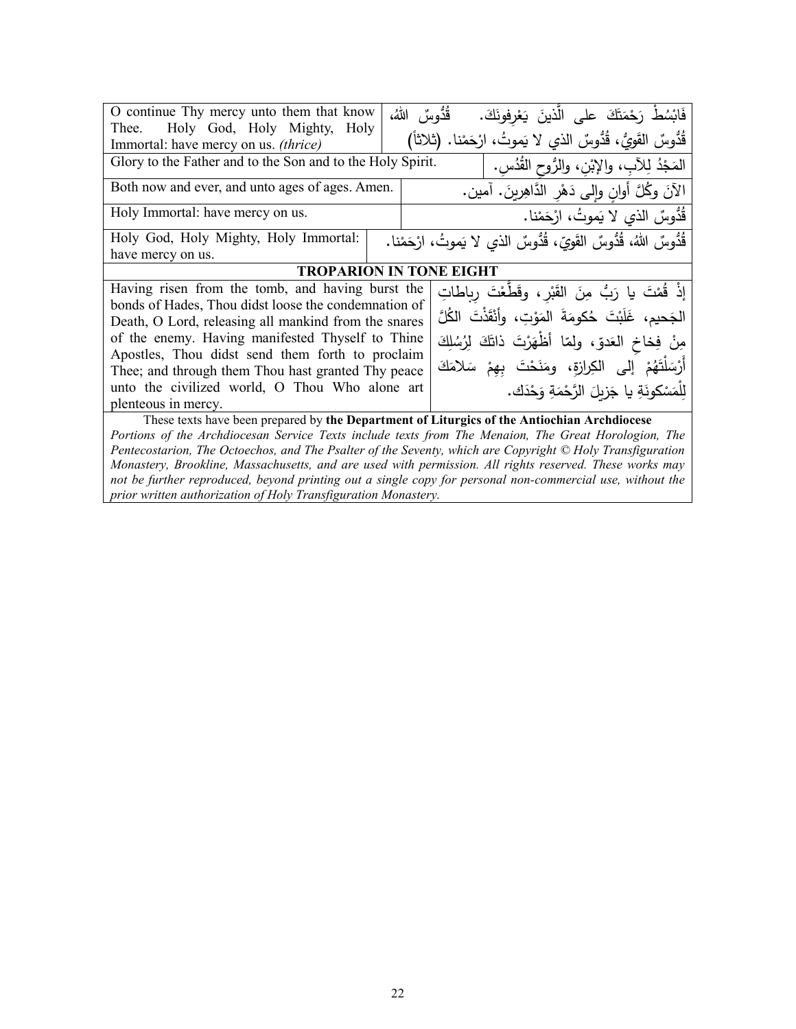| | |
|---|---|
| O continue Thy mercy unto them that know Thee. Holy God, Holy Mighty, Holy Immortal: have mercy on us. *(thrice)* | فَابْسُطْ رَحْمَتَكَ على الَّذينَ يَعْرِفونَكَ. قُدُّوسٌ اللهُ، قُدُّوسٌ القَويُّ، قُدُّوسٌ الذي لا يَموتُ، ارْحَمْنا. (ثلاثاً) |
| Glory to the Father and to the Son and to the Holy Spirit. | المَجْدُ لِلآبِ، والإبْنِ، والرُّوحِ القُدُسِ. |
| Both now and ever, and unto ages of ages. Amen. | الآنَ وكُلَّ أوانٍ وإلى دَهْرِ الدَّاهِرينَ. آمين. |
| Holy Immortal: have mercy on us. | قُدُّوسٌ الذي لا يَموتُ، ارْحَمْنا. |
| Holy God, Holy Mighty, Holy Immortal: have mercy on us. | قُدُّوسٌ اللهُ، قُدُّوسٌ القَويّ، قُدُّوسٌ الذي لا يَموتُ، ارْحَمْنا. |

**TROPARION IN TONE EIGHT**

| | |
|---|---|
| Having risen from the tomb, and having burst the bonds of Hades, Thou didst loose the condemnation of Death, O Lord, releasing all mankind from the snares of the enemy. Having manifested Thyself to Thine Apostles, Thou didst send them forth to proclaim Thee; and through them Thou hast granted Thy peace unto the civilized world, O Thou Who alone art plenteous in mercy. | إذْ قُمْتَ يا رَبُّ مِنَ القَبْرِ، وقَطَّعْتَ رِباطاتِ الجَحيم، غَلَبْتَ حُكومَةَ المَوْتِ، وأنْقَذْتَ الكُلَّ مِنْ فِخاخِ العَدوّ، ولمّا أظْهَرْتَ ذاتَكَ لِرُسُلِكَ أرْسَلْتَهُمْ إلى الكِرازةِ، ومَنَحْتَ بِهِمْ سَلامَكَ لِلْمَسْكونَةِ يا جَزيلَ الرَّحْمَةِ وَحْدَك. |

These texts have been prepared by **the Department of Liturgics of the Antiochian Archdiocese**

*Portions of the Archdiocesan Service Texts include texts from The Menaion, The Great Horologion, The Pentecostarion, The Octoechos, and The Psalter of the Seventy, which are Copyright © Holy Transfiguration Monastery, Brookline, Massachusetts, and are used with permission. All rights reserved. These works may not be further reproduced, beyond printing out a single copy for personal non-commercial use, without the prior written authorization of Holy Transfiguration Monastery.*